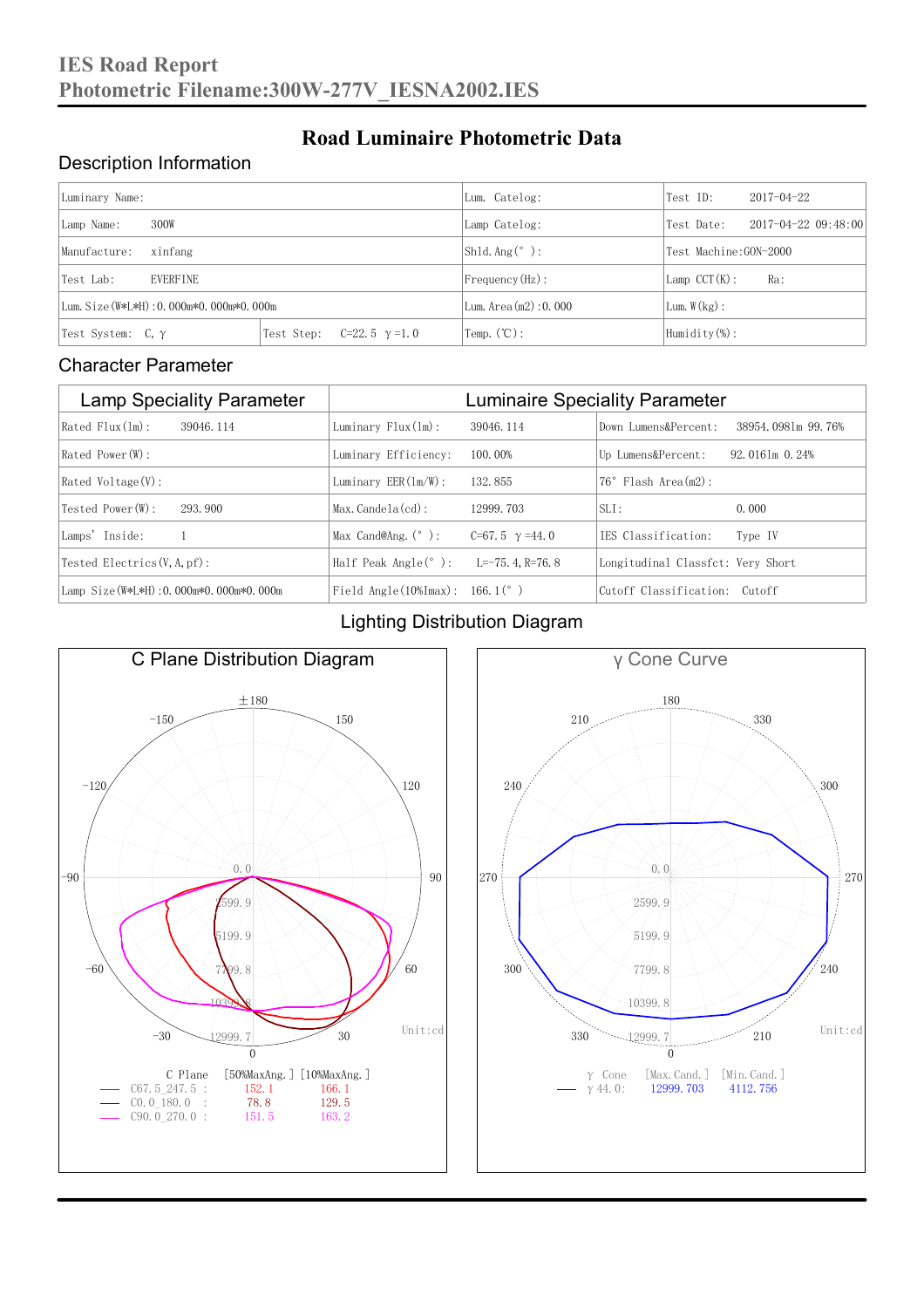# IES Road Report
# Photometric Filename:300W-277V_IESNA2002.IES

## Road Luminaire Photometric Data

### Description Information

| Luminary Name: | | Lum. Catelog: | Test ID: 2017-04-22 |
|---|---|---|---|
| Lamp Name: 300W | | Lamp Catelog: | Test Date: 2017-04-22 09:48:00 |
| Manufacture: xinfang | | Shld.Ang(°): | Test Machine:GON-2000 |
| Test Lab: EVERFINE | | Frequency(Hz): | Lamp CCT(K): Ra: |
| Lum.Size(W*L*H):0.000m*0.000m*0.000m | | Lum.Area(m2):0.000 | Lum.W(kg): |
| Test System: C, γ | Test Step: C=22.5 γ=1.0 | Temp.(℃): | Humidity(%): |

### Character Parameter

| Lamp Speciality Parameter | Luminaire Speciality Parameter | |
|---|---|---|
| Rated Flux(lm): 39046.114 | Luminary Flux(lm): 39046.114 | Down Lumens&Percent: 38954.0981m 99.76% |
| Rated Power(W): | Luminary Efficiency: 100.00% | Up Lumens&Percent: 92.0161m 0.24% |
| Rated Voltage(V): | Luminary EER(lm/W): 132.855 | 76° Flash Area(m2): |
| Tested Power(W): 293.900 | Max.Candela(cd): 12999.703 | SLI: 0.000 |
| Lamps' Inside: 1 | Max Cand@Ang.(°): C=67.5 γ=44.0 | IES Classification: Type IV |
| Tested Electrics(V,A,pf): | Half Peak Angle(°): L=-75.4,R=76.8 | Longitudinal Classfct: Very Short |
| Lamp Size(W*L*H):0.000m*0.000m*0.000m | Field Angle(10%Imax): 166.1(°) | Cutoff Classification: Cutoff |

### Lighting Distribution Diagram

**C Plane Distribution Diagram**

Unit:cd

| C Plane | [50%MaxAng.] | [10%MaxAng.] |
|---|---|---|
| C67.5_247.5 : | 152.1 | 166.1 |
| C0.0_180.0 : | 78.8 | 129.5 |
| C90.0_270.0 : | 151.5 | 163.2 |

**γ Cone Curve**

Unit:cd

| γ Cone | [Max.Cand.] | [Min.Cand.] |
|---|---|---|
| γ 44.0: | 12999.703 | 4112.756 |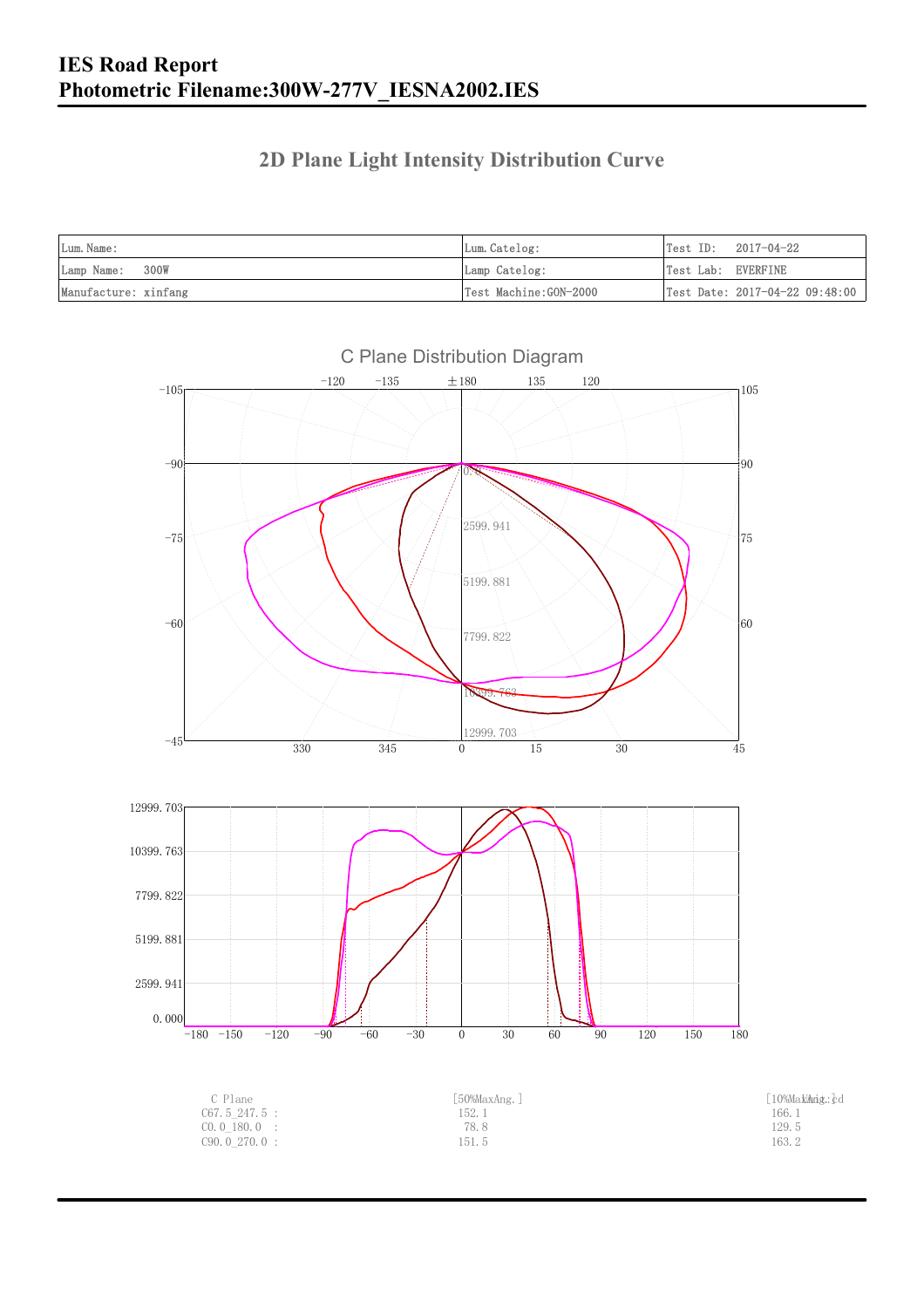# IES Road Report
# Photometric Filename:300W-277V_IESNA2002.IES

## 2D Plane Light Intensity Distribution Curve

| Lum.Name: | Lum.Catelog: | Test ID: 2017-04-22 |
|---|---|---|
| Lamp Name: 300W | Lamp Catelog: | Test Lab: EVERFINE |
| Manufacture: xinfang | Test Machine:GON-2000 | Test Date: 2017-04-22 09:48:00 |

C Plane Distribution Diagram

| C Plane | [50%MaxAng.] | [10%MaxAng.] |
|---|---|---|
| C67.5_247.5 : | 152.1 | 166.1 |
| C0.0_180.0 : | 78.8 | 129.5 |
| C90.0_270.0 : | 151.5 | 163.2 |

Unit: cd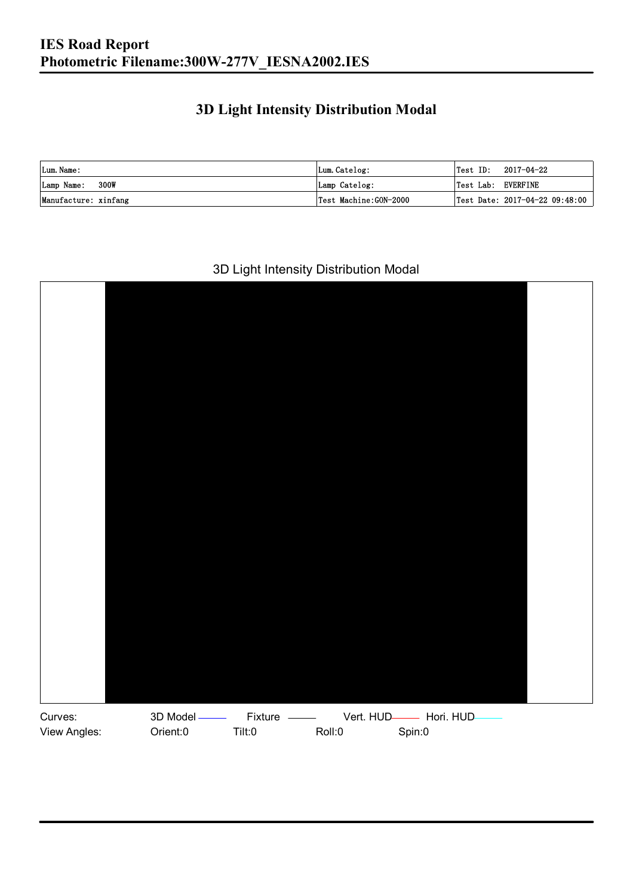## 3D Light Intensity Distribution Modal

| Lum. Name: | Lum. Catelog: | Test ID: 2017-04-22 |
|---|---|---|
| Lamp Name: 300W | Lamp Catelog: | Test Lab: EVERFINE |
| Manufacture: xinfang | Test Machine:GON-2000 | Test Date: 2017-04-22 09:48:00 |

3D Light Intensity Distribution Modal

Curves: 3D Model Fixture Vert. HUD Hori. HUD

View Angles: Orient:0 Tilt:0 Roll:0 Spin:0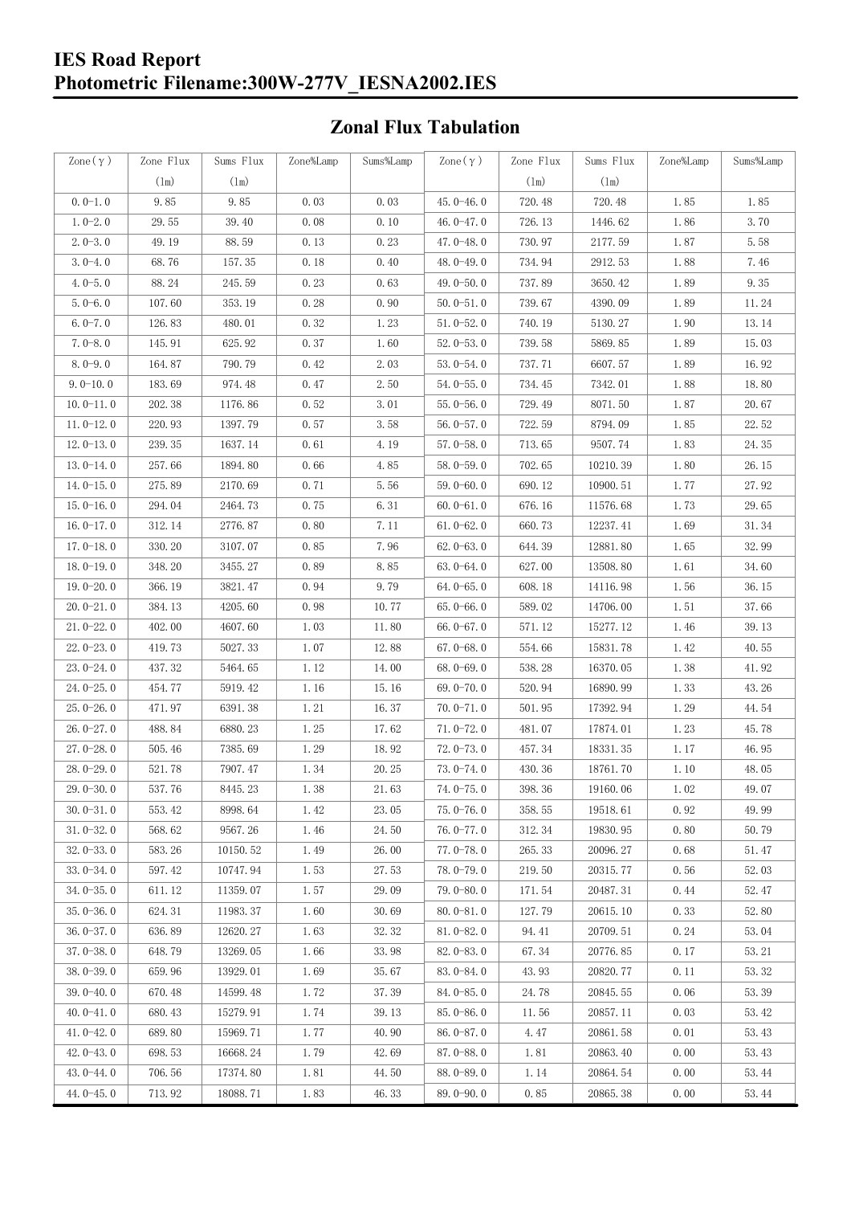# IES Road Report
# Photometric Filename:300W-277V_IESNA2002.IES

## Zonal Flux Tabulation

| Zone(γ) | Zone Flux (lm) | Sums Flux (lm) | Zone%Lamp | Sums%Lamp | Zone(γ) | Zone Flux (lm) | Sums Flux (lm) | Zone%Lamp | Sums%Lamp |
|---|---|---|---|---|---|---|---|---|---|
| 0.0-1.0 | 9.85 | 9.85 | 0.03 | 0.03 | 45.0-46.0 | 720.48 | 720.48 | 1.85 | 1.85 |
| 1.0-2.0 | 29.55 | 39.40 | 0.08 | 0.10 | 46.0-47.0 | 726.13 | 1446.62 | 1.86 | 3.70 |
| 2.0-3.0 | 49.19 | 88.59 | 0.13 | 0.23 | 47.0-48.0 | 730.97 | 2177.59 | 1.87 | 5.58 |
| 3.0-4.0 | 68.76 | 157.35 | 0.18 | 0.40 | 48.0-49.0 | 734.94 | 2912.53 | 1.88 | 7.46 |
| 4.0-5.0 | 88.24 | 245.59 | 0.23 | 0.63 | 49.0-50.0 | 737.89 | 3650.42 | 1.89 | 9.35 |
| 5.0-6.0 | 107.60 | 353.19 | 0.28 | 0.90 | 50.0-51.0 | 739.67 | 4390.09 | 1.89 | 11.24 |
| 6.0-7.0 | 126.83 | 480.01 | 0.32 | 1.23 | 51.0-52.0 | 740.19 | 5130.27 | 1.90 | 13.14 |
| 7.0-8.0 | 145.91 | 625.92 | 0.37 | 1.60 | 52.0-53.0 | 739.58 | 5869.85 | 1.89 | 15.03 |
| 8.0-9.0 | 164.87 | 790.79 | 0.42 | 2.03 | 53.0-54.0 | 737.71 | 6607.57 | 1.89 | 16.92 |
| 9.0-10.0 | 183.69 | 974.48 | 0.47 | 2.50 | 54.0-55.0 | 734.45 | 7342.01 | 1.88 | 18.80 |
| 10.0-11.0 | 202.38 | 1176.86 | 0.52 | 3.01 | 55.0-56.0 | 729.49 | 8071.50 | 1.87 | 20.67 |
| 11.0-12.0 | 220.93 | 1397.79 | 0.57 | 3.58 | 56.0-57.0 | 722.59 | 8794.09 | 1.85 | 22.52 |
| 12.0-13.0 | 239.35 | 1637.14 | 0.61 | 4.19 | 57.0-58.0 | 713.65 | 9507.74 | 1.83 | 24.35 |
| 13.0-14.0 | 257.66 | 1894.80 | 0.66 | 4.85 | 58.0-59.0 | 702.65 | 10210.39 | 1.80 | 26.15 |
| 14.0-15.0 | 275.89 | 2170.69 | 0.71 | 5.56 | 59.0-60.0 | 690.12 | 10900.51 | 1.77 | 27.92 |
| 15.0-16.0 | 294.04 | 2464.73 | 0.75 | 6.31 | 60.0-61.0 | 676.16 | 11576.68 | 1.73 | 29.65 |
| 16.0-17.0 | 312.14 | 2776.87 | 0.80 | 7.11 | 61.0-62.0 | 660.73 | 12237.41 | 1.69 | 31.34 |
| 17.0-18.0 | 330.20 | 3107.07 | 0.85 | 7.96 | 62.0-63.0 | 644.39 | 12881.80 | 1.65 | 32.99 |
| 18.0-19.0 | 348.20 | 3455.27 | 0.89 | 8.85 | 63.0-64.0 | 627.00 | 13508.80 | 1.61 | 34.60 |
| 19.0-20.0 | 366.19 | 3821.47 | 0.94 | 9.79 | 64.0-65.0 | 608.18 | 14116.98 | 1.56 | 36.15 |
| 20.0-21.0 | 384.13 | 4205.60 | 0.98 | 10.77 | 65.0-66.0 | 589.02 | 14706.00 | 1.51 | 37.66 |
| 21.0-22.0 | 402.00 | 4607.60 | 1.03 | 11.80 | 66.0-67.0 | 571.12 | 15277.12 | 1.46 | 39.13 |
| 22.0-23.0 | 419.73 | 5027.33 | 1.07 | 12.88 | 67.0-68.0 | 554.66 | 15831.78 | 1.42 | 40.55 |
| 23.0-24.0 | 437.32 | 5464.65 | 1.12 | 14.00 | 68.0-69.0 | 538.28 | 16370.05 | 1.38 | 41.92 |
| 24.0-25.0 | 454.77 | 5919.42 | 1.16 | 15.16 | 69.0-70.0 | 520.94 | 16890.99 | 1.33 | 43.26 |
| 25.0-26.0 | 471.97 | 6391.38 | 1.21 | 16.37 | 70.0-71.0 | 501.95 | 17392.94 | 1.29 | 44.54 |
| 26.0-27.0 | 488.84 | 6880.23 | 1.25 | 17.62 | 71.0-72.0 | 481.07 | 17874.01 | 1.23 | 45.78 |
| 27.0-28.0 | 505.46 | 7385.69 | 1.29 | 18.92 | 72.0-73.0 | 457.34 | 18331.35 | 1.17 | 46.95 |
| 28.0-29.0 | 521.78 | 7907.47 | 1.34 | 20.25 | 73.0-74.0 | 430.36 | 18761.70 | 1.10 | 48.05 |
| 29.0-30.0 | 537.76 | 8445.23 | 1.38 | 21.63 | 74.0-75.0 | 398.36 | 19160.06 | 1.02 | 49.07 |
| 30.0-31.0 | 553.42 | 8998.64 | 1.42 | 23.05 | 75.0-76.0 | 358.55 | 19518.61 | 0.92 | 49.99 |
| 31.0-32.0 | 568.62 | 9567.26 | 1.46 | 24.50 | 76.0-77.0 | 312.34 | 19830.95 | 0.80 | 50.79 |
| 32.0-33.0 | 583.26 | 10150.52 | 1.49 | 26.00 | 77.0-78.0 | 265.33 | 20096.27 | 0.68 | 51.47 |
| 33.0-34.0 | 597.42 | 10747.94 | 1.53 | 27.53 | 78.0-79.0 | 219.50 | 20315.77 | 0.56 | 52.03 |
| 34.0-35.0 | 611.12 | 11359.07 | 1.57 | 29.09 | 79.0-80.0 | 171.54 | 20487.31 | 0.44 | 52.47 |
| 35.0-36.0 | 624.31 | 11983.37 | 1.60 | 30.69 | 80.0-81.0 | 127.79 | 20615.10 | 0.33 | 52.80 |
| 36.0-37.0 | 636.89 | 12620.27 | 1.63 | 32.32 | 81.0-82.0 | 94.41 | 20709.51 | 0.24 | 53.04 |
| 37.0-38.0 | 648.79 | 13269.05 | 1.66 | 33.98 | 82.0-83.0 | 67.34 | 20776.85 | 0.17 | 53.21 |
| 38.0-39.0 | 659.96 | 13929.01 | 1.69 | 35.67 | 83.0-84.0 | 43.93 | 20820.77 | 0.11 | 53.32 |
| 39.0-40.0 | 670.48 | 14599.48 | 1.72 | 37.39 | 84.0-85.0 | 24.78 | 20845.55 | 0.06 | 53.39 |
| 40.0-41.0 | 680.43 | 15279.91 | 1.74 | 39.13 | 85.0-86.0 | 11.56 | 20857.11 | 0.03 | 53.42 |
| 41.0-42.0 | 689.80 | 15969.71 | 1.77 | 40.90 | 86.0-87.0 | 4.47 | 20861.58 | 0.01 | 53.43 |
| 42.0-43.0 | 698.53 | 16668.24 | 1.79 | 42.69 | 87.0-88.0 | 1.81 | 20863.40 | 0.00 | 53.43 |
| 43.0-44.0 | 706.56 | 17374.80 | 1.81 | 44.50 | 88.0-89.0 | 1.14 | 20864.54 | 0.00 | 53.44 |
| 44.0-45.0 | 713.92 | 18088.71 | 1.83 | 46.33 | 89.0-90.0 | 0.85 | 20865.38 | 0.00 | 53.44 |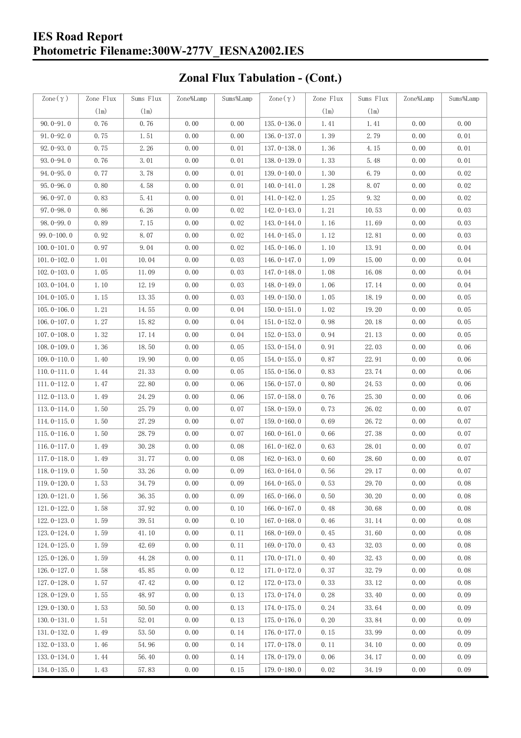## Zonal Flux Tabulation - (Cont.)

| Zone(γ) | Zone Flux (lm) | Sums Flux (lm) | Zone%Lamp | Sums%Lamp | Zone(γ) | Zone Flux (lm) | Sums Flux (lm) | Zone%Lamp | Sums%Lamp |
|---|---|---|---|---|---|---|---|---|---|
| 90.0-91.0 | 0.76 | 0.76 | 0.00 | 0.00 | 135.0-136.0 | 1.41 | 1.41 | 0.00 | 0.00 |
| 91.0-92.0 | 0.75 | 1.51 | 0.00 | 0.00 | 136.0-137.0 | 1.39 | 2.79 | 0.00 | 0.01 |
| 92.0-93.0 | 0.75 | 2.26 | 0.00 | 0.01 | 137.0-138.0 | 1.36 | 4.15 | 0.00 | 0.01 |
| 93.0-94.0 | 0.76 | 3.01 | 0.00 | 0.01 | 138.0-139.0 | 1.33 | 5.48 | 0.00 | 0.01 |
| 94.0-95.0 | 0.77 | 3.78 | 0.00 | 0.01 | 139.0-140.0 | 1.30 | 6.79 | 0.00 | 0.02 |
| 95.0-96.0 | 0.80 | 4.58 | 0.00 | 0.01 | 140.0-141.0 | 1.28 | 8.07 | 0.00 | 0.02 |
| 96.0-97.0 | 0.83 | 5.41 | 0.00 | 0.01 | 141.0-142.0 | 1.25 | 9.32 | 0.00 | 0.02 |
| 97.0-98.0 | 0.86 | 6.26 | 0.00 | 0.02 | 142.0-143.0 | 1.21 | 10.53 | 0.00 | 0.03 |
| 98.0-99.0 | 0.89 | 7.15 | 0.00 | 0.02 | 143.0-144.0 | 1.16 | 11.69 | 0.00 | 0.03 |
| 99.0-100.0 | 0.92 | 8.07 | 0.00 | 0.02 | 144.0-145.0 | 1.12 | 12.81 | 0.00 | 0.03 |
| 100.0-101.0 | 0.97 | 9.04 | 0.00 | 0.02 | 145.0-146.0 | 1.10 | 13.91 | 0.00 | 0.04 |
| 101.0-102.0 | 1.01 | 10.04 | 0.00 | 0.03 | 146.0-147.0 | 1.09 | 15.00 | 0.00 | 0.04 |
| 102.0-103.0 | 1.05 | 11.09 | 0.00 | 0.03 | 147.0-148.0 | 1.08 | 16.08 | 0.00 | 0.04 |
| 103.0-104.0 | 1.10 | 12.19 | 0.00 | 0.03 | 148.0-149.0 | 1.06 | 17.14 | 0.00 | 0.04 |
| 104.0-105.0 | 1.15 | 13.35 | 0.00 | 0.03 | 149.0-150.0 | 1.05 | 18.19 | 0.00 | 0.05 |
| 105.0-106.0 | 1.21 | 14.55 | 0.00 | 0.04 | 150.0-151.0 | 1.02 | 19.20 | 0.00 | 0.05 |
| 106.0-107.0 | 1.27 | 15.82 | 0.00 | 0.04 | 151.0-152.0 | 0.98 | 20.18 | 0.00 | 0.05 |
| 107.0-108.0 | 1.32 | 17.14 | 0.00 | 0.04 | 152.0-153.0 | 0.94 | 21.13 | 0.00 | 0.05 |
| 108.0-109.0 | 1.36 | 18.50 | 0.00 | 0.05 | 153.0-154.0 | 0.91 | 22.03 | 0.00 | 0.06 |
| 109.0-110.0 | 1.40 | 19.90 | 0.00 | 0.05 | 154.0-155.0 | 0.87 | 22.91 | 0.00 | 0.06 |
| 110.0-111.0 | 1.44 | 21.33 | 0.00 | 0.05 | 155.0-156.0 | 0.83 | 23.74 | 0.00 | 0.06 |
| 111.0-112.0 | 1.47 | 22.80 | 0.00 | 0.06 | 156.0-157.0 | 0.80 | 24.53 | 0.00 | 0.06 |
| 112.0-113.0 | 1.49 | 24.29 | 0.00 | 0.06 | 157.0-158.0 | 0.76 | 25.30 | 0.00 | 0.06 |
| 113.0-114.0 | 1.50 | 25.79 | 0.00 | 0.07 | 158.0-159.0 | 0.73 | 26.02 | 0.00 | 0.07 |
| 114.0-115.0 | 1.50 | 27.29 | 0.00 | 0.07 | 159.0-160.0 | 0.69 | 26.72 | 0.00 | 0.07 |
| 115.0-116.0 | 1.50 | 28.79 | 0.00 | 0.07 | 160.0-161.0 | 0.66 | 27.38 | 0.00 | 0.07 |
| 116.0-117.0 | 1.49 | 30.28 | 0.00 | 0.08 | 161.0-162.0 | 0.63 | 28.01 | 0.00 | 0.07 |
| 117.0-118.0 | 1.49 | 31.77 | 0.00 | 0.08 | 162.0-163.0 | 0.60 | 28.60 | 0.00 | 0.07 |
| 118.0-119.0 | 1.50 | 33.26 | 0.00 | 0.09 | 163.0-164.0 | 0.56 | 29.17 | 0.00 | 0.07 |
| 119.0-120.0 | 1.53 | 34.79 | 0.00 | 0.09 | 164.0-165.0 | 0.53 | 29.70 | 0.00 | 0.08 |
| 120.0-121.0 | 1.56 | 36.35 | 0.00 | 0.09 | 165.0-166.0 | 0.50 | 30.20 | 0.00 | 0.08 |
| 121.0-122.0 | 1.58 | 37.92 | 0.00 | 0.10 | 166.0-167.0 | 0.48 | 30.68 | 0.00 | 0.08 |
| 122.0-123.0 | 1.59 | 39.51 | 0.00 | 0.10 | 167.0-168.0 | 0.46 | 31.14 | 0.00 | 0.08 |
| 123.0-124.0 | 1.59 | 41.10 | 0.00 | 0.11 | 168.0-169.0 | 0.45 | 31.60 | 0.00 | 0.08 |
| 124.0-125.0 | 1.59 | 42.69 | 0.00 | 0.11 | 169.0-170.0 | 0.43 | 32.03 | 0.00 | 0.08 |
| 125.0-126.0 | 1.59 | 44.28 | 0.00 | 0.11 | 170.0-171.0 | 0.40 | 32.43 | 0.00 | 0.08 |
| 126.0-127.0 | 1.58 | 45.85 | 0.00 | 0.12 | 171.0-172.0 | 0.37 | 32.79 | 0.00 | 0.08 |
| 127.0-128.0 | 1.57 | 47.42 | 0.00 | 0.12 | 172.0-173.0 | 0.33 | 33.12 | 0.00 | 0.08 |
| 128.0-129.0 | 1.55 | 48.97 | 0.00 | 0.13 | 173.0-174.0 | 0.28 | 33.40 | 0.00 | 0.09 |
| 129.0-130.0 | 1.53 | 50.50 | 0.00 | 0.13 | 174.0-175.0 | 0.24 | 33.64 | 0.00 | 0.09 |
| 130.0-131.0 | 1.51 | 52.01 | 0.00 | 0.13 | 175.0-176.0 | 0.20 | 33.84 | 0.00 | 0.09 |
| 131.0-132.0 | 1.49 | 53.50 | 0.00 | 0.14 | 176.0-177.0 | 0.15 | 33.99 | 0.00 | 0.09 |
| 132.0-133.0 | 1.46 | 54.96 | 0.00 | 0.14 | 177.0-178.0 | 0.11 | 34.10 | 0.00 | 0.09 |
| 133.0-134.0 | 1.44 | 56.40 | 0.00 | 0.14 | 178.0-179.0 | 0.06 | 34.17 | 0.00 | 0.09 |
| 134.0-135.0 | 1.43 | 57.83 | 0.00 | 0.15 | 179.0-180.0 | 0.02 | 34.19 | 0.00 | 0.09 |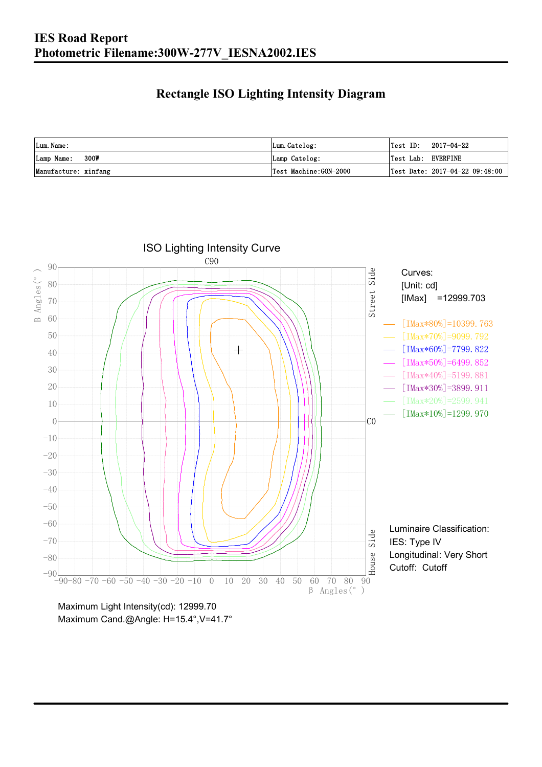# IES Road Report
# Photometric Filename:300W-277V_IESNA2002.IES

## Rectangle ISO Lighting Intensity Diagram

| Lum. Name: | Lum. Catelog: | Test ID: 2017-04-22 |
|---|---|---|
| Lamp Name: 300W | Lamp Catelog: | Test Lab: EVERFINE |
| Manufacture: xinfang | Test Machine:GON-2000 | Test Date: 2017-04-22 09:48:00 |

ISO Lighting Intensity Curve

C90

B Angles(°)

Street Side

C0

House Side

β Angles(°)

90, 80, 70, 60, 50, 40, 30, 20, 10, 0, -10, -20, -30, -40, -50, -60, -70, -80, -90

-90 -80 -70 -60 -50 -40 -30 -20 -10 0 10 20 30 40 50 60 70 80 90

Curves:
[Unit: cd]
[IMax] =12999.703

- [IMax*80%]=10399.763
- [IMax*70%]=9099.792
- [IMax*60%]=7799.822
- [IMax*50%]=6499.852
- [IMax*40%]=5199.881
- [IMax*30%]=3899.911
- [IMax*20%]=2599.941
- [IMax*10%]=1299.970

Luminaire Classification:
IES: Type IV
Longitudinal: Very Short
Cutoff: Cutoff

Maximum Light Intensity(cd): 12999.70
Maximum Cand.@Angle: H=15.4°,V=41.7°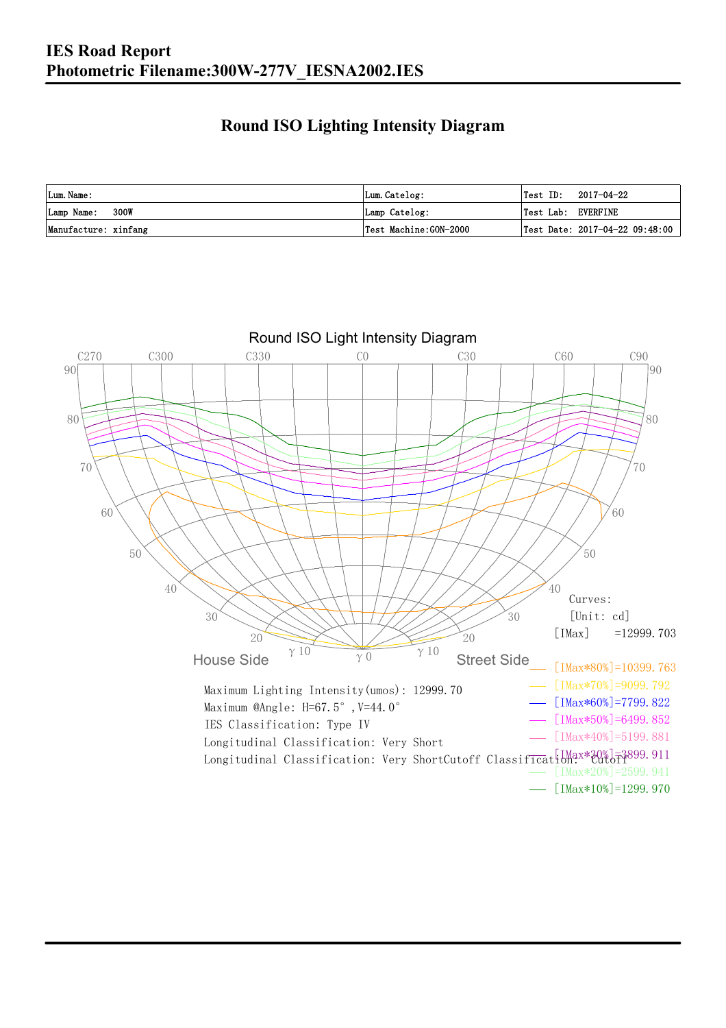# IES Road Report

# Photometric Filename:300W-277V_IESNA2002.IES

## Round ISO Lighting Intensity Diagram

| Lum. Name: | Lum. Catelog: | Test ID: 2017-04-22 |
|---|---|---|
| Lamp Name: 300W | Lamp Catelog: | Test Lab: EVERFINE |
| Manufacture: xinfang | Test Machine:GON-2000 | Test Date: 2017-04-22 09:48:00 |

Round ISO Light Intensity Diagram

C270 C300 C330 C0 C30 C60 C90

House Side — Street Side

Curves:
[Unit: cd]
[IMax] =12999.703

[IMax*80%]=10399.763
[IMax*70%]=9099.792
[IMax*60%]=7799.822
[IMax*50%]=6499.852
[IMax*40%]=5199.881
[IMax*30%]=3899.911
[IMax*20%]=2599.941
[IMax*10%]=1299.970

Maximum Lighting Intensity(umos): 12999.70
Maximum @Angle: H=67.5°, V=44.0°
IES Classification: Type IV
Longitudinal Classification: Very Short
Longitudinal Classification: Very ShortCutoff Classification: Cutoff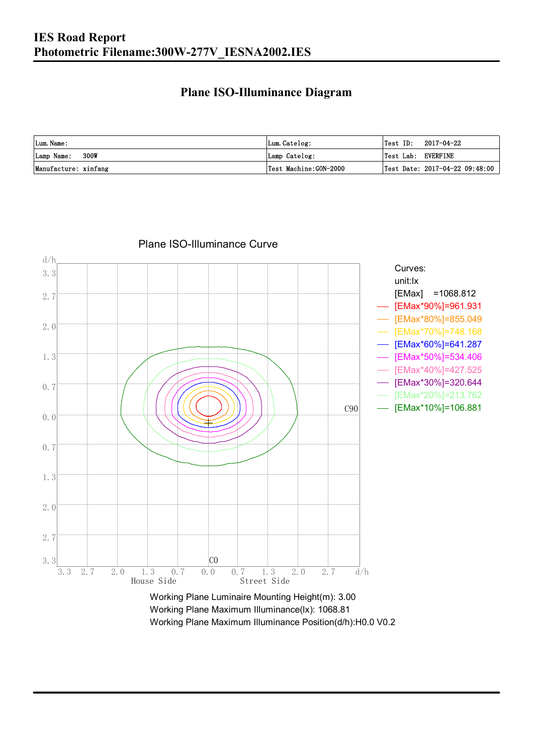# IES Road Report
## Photometric Filename:300W-277V_IESNA2002.IES

### Plane ISO-Illuminance Diagram

| Lum. Name: | Lum. Catelog: | Test ID: 2017-04-22 |
|---|---|---|
| Lamp Name: 300W | Lamp Catelog: | Test Lab: EVERFINE |
| Manufacture: xinfang | Test Machine:GON-2000 | Test Date: 2017-04-22 09:48:00 |

Plane ISO-Illuminance Curve

Curves:
unit:lx
[EMax] =1068.812
[EMax*90%]=961.931
[EMax*80%]=855.049
[EMax*70%]=748.168
[EMax*60%]=641.287
[EMax*50%]=534.406
[EMax*40%]=427.525
[EMax*30%]=320.644
[EMax*20%]=213.762
[EMax*10%]=106.881

Working Plane Luminaire Mounting Height(m): 3.00
Working Plane Maximum Illuminance(lx): 1068.81
Working Plane Maximum Illuminance Position(d/h):H0.0 V0.2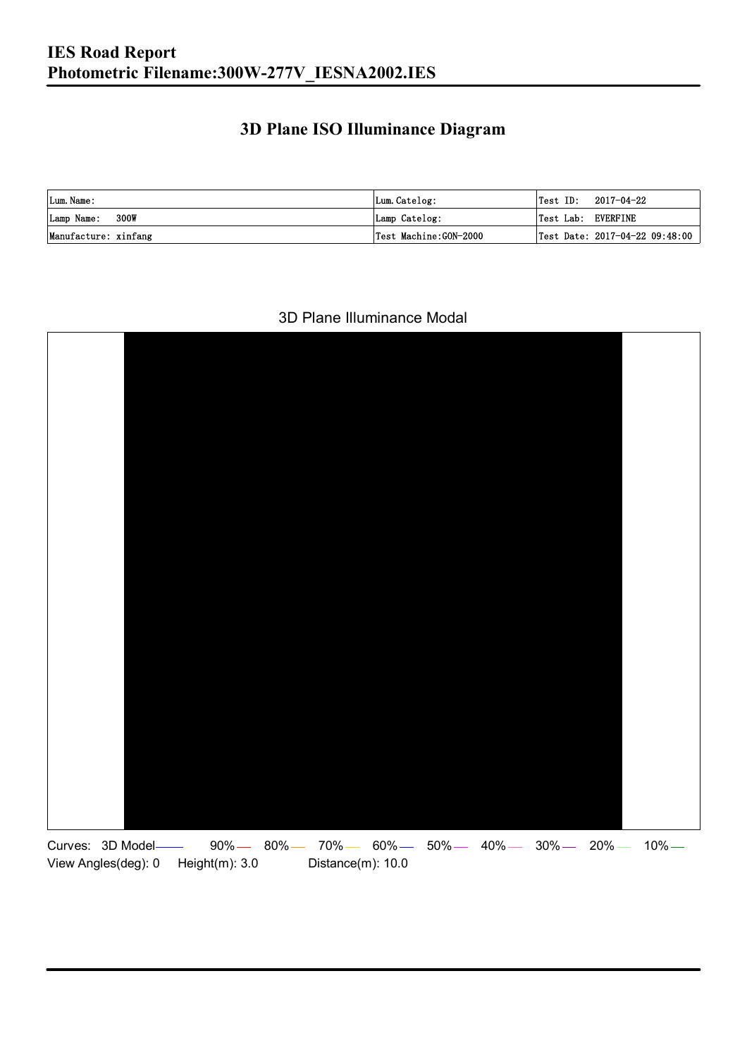# IES Road Report
# Photometric Filename:300W-277V_IESNA2002.IES

## 3D Plane ISO Illuminance Diagram

| Lum. Name: | Lum. Catelog: | Test ID: 2017-04-22 |
|---|---|---|
| Lamp Name: 300W | Lamp Catelog: | Test Lab: EVERFINE |
| Manufacture: xinfang | Test Machine:GON-2000 | Test Date: 2017-04-22 09:48:00 |

3D Plane Illuminance Modal

Curves: 3D Model 90% 80% 70% 60% 50% 40% 30% 20% 10%

View Angles(deg): 0 Height(m): 3.0 Distance(m): 10.0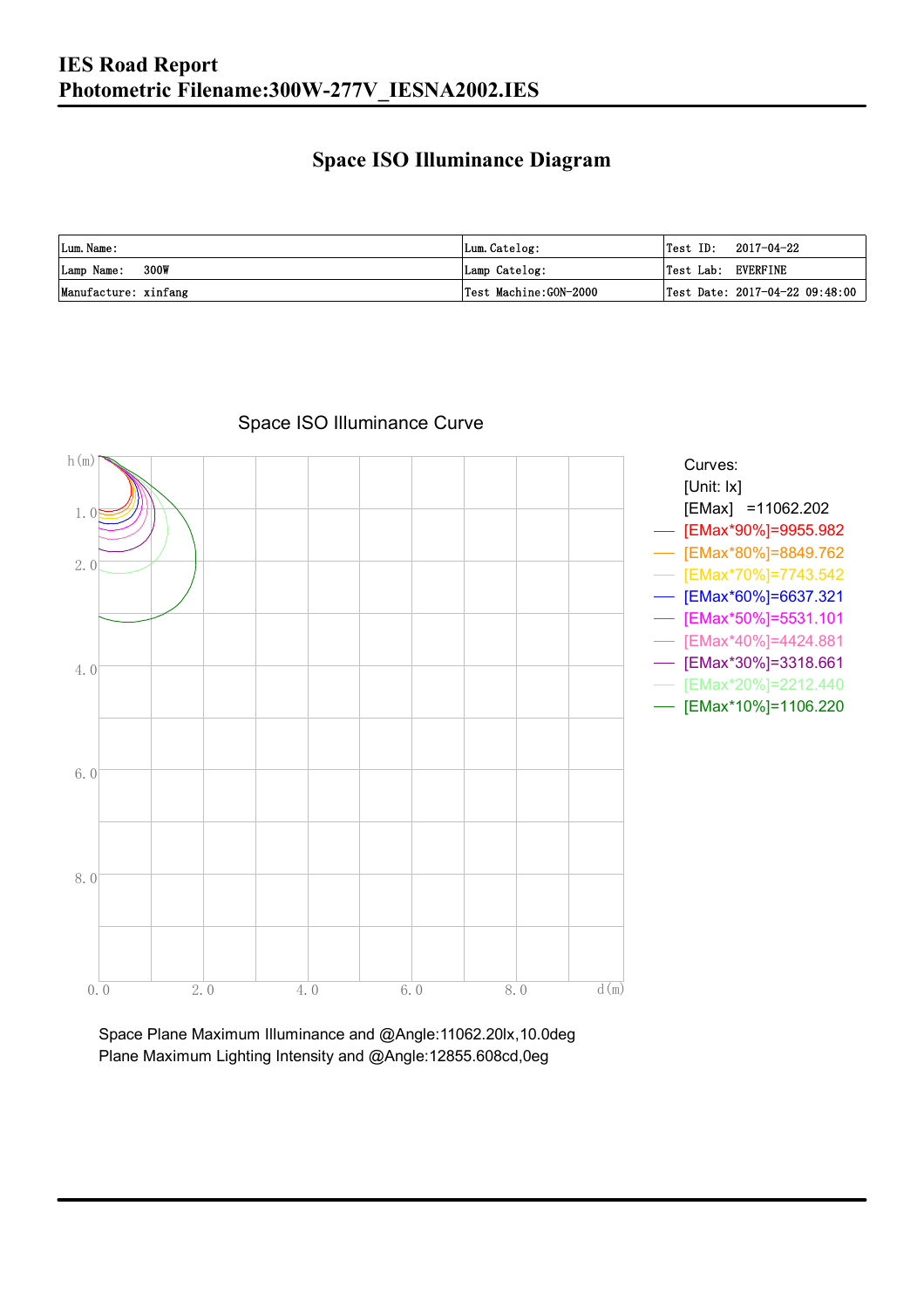# IES Road Report
# Photometric Filename:300W-277V_IESNA2002.IES

## Space ISO Illuminance Diagram

| Lum.Name: | Lum.Catelog: | Test ID: 2017-04-22 |
|---|---|---|
| Lamp Name: 300W | Lamp Catelog: | Test Lab: EVERFINE |
| Manufacture: xinfang | Test Machine:GON-2000 | Test Date: 2017-04-22 09:48:00 |

Space ISO Illuminance Curve

h(m)

1.0
2.0
4.0
6.0
8.0

0.0 2.0 4.0 6.0 8.0 d(m)

Curves:
[Unit: lx]
[EMax] =11062.202
[EMax*90%]=9955.982
[EMax*80%]=8849.762
[EMax*70%]=7743.542
[EMax*60%]=6637.321
[EMax*50%]=5531.101
[EMax*40%]=4424.881
[EMax*30%]=3318.661
[EMax*20%]=2212.440
[EMax*10%]=1106.220

Space Plane Maximum Illuminance and @Angle:11062.20lx,10.0deg
Plane Maximum Lighting Intensity and @Angle:12855.608cd,0eg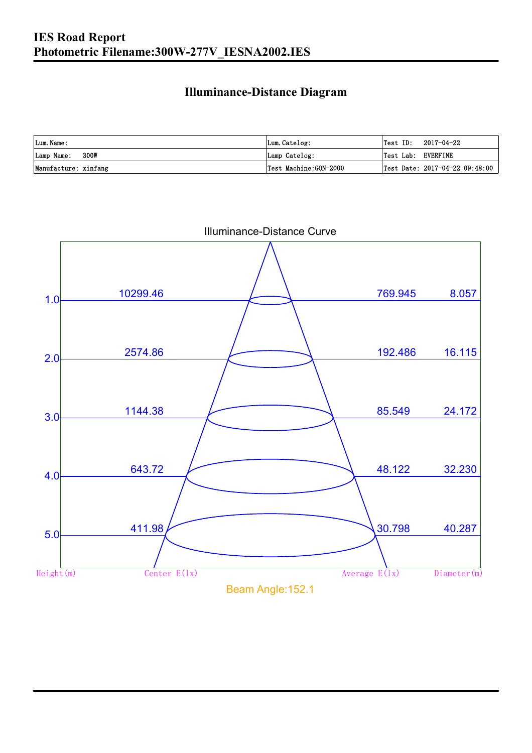# IES Road Report
## Photometric Filename:300W-277V_IESNA2002.IES

### Illuminance-Distance Diagram

| Lum. Name: | Lum. Catelog: | Test ID: 2017-04-22 |
|---|---|---|
| Lamp Name: 300W | Lamp Catelog: | Test Lab: EVERFINE |
| Manufacture: xinfang | Test Machine:GON-2000 | Test Date: 2017-04-22 09:48:00 |

Illuminance-Distance Curve

| Height(m) | Center E(lx) | Average E(lx) | Diameter(m) |
|---|---|---|---|
| 1.0 | 10299.46 | 769.945 | 8.057 |
| 2.0 | 2574.86 | 192.486 | 16.115 |
| 3.0 | 1144.38 | 85.549 | 24.172 |
| 4.0 | 643.72 | 48.122 | 32.230 |
| 5.0 | 411.98 | 30.798 | 40.287 |

Beam Angle:152.1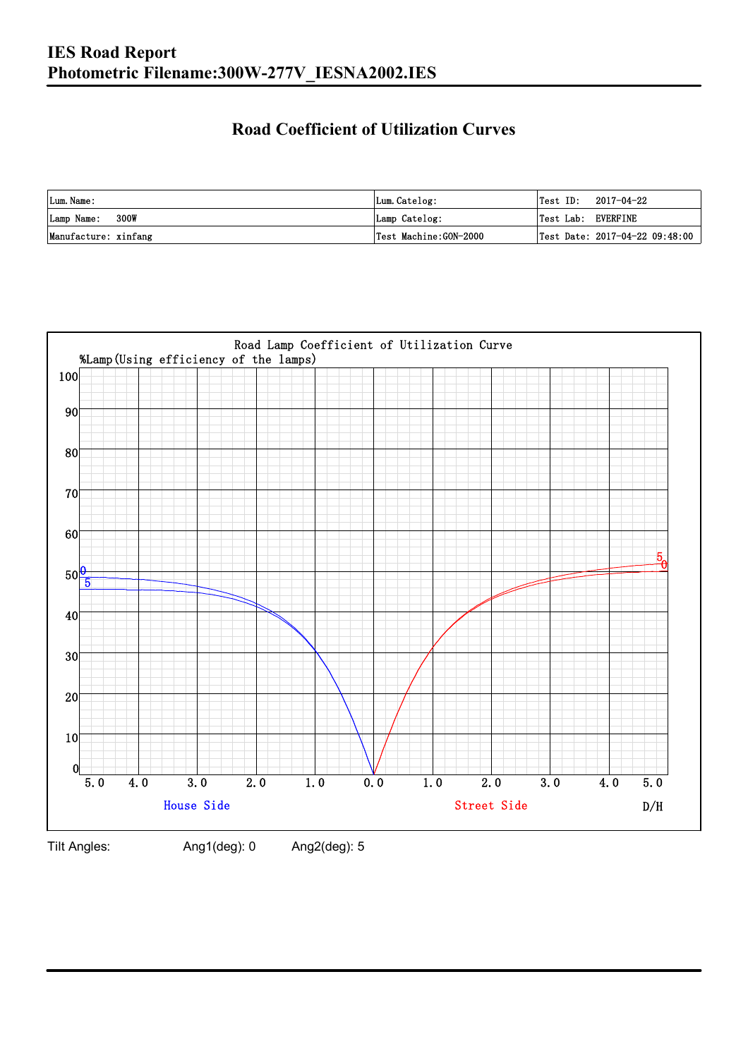# IES Road Report
# Photometric Filename:300W-277V_IESNA2002.IES

## Road Coefficient of Utilization Curves

| Lum. Name: | Lum. Catelog: | Test ID: 2017-04-22 |
|---|---|---|
| Lamp Name: 300W | Lamp Catelog: | Test Lab: EVERFINE |
| Manufacture: xinfang | Test Machine:GON-2000 | Test Date: 2017-04-22 09:48:00 |

Road Lamp Coefficient of Utilization Curve

%Lamp(Using efficiency of the lamps)

100
90
80
70
60
50
40
30
20
10
0

5.0 4.0 3.0 2.0 1.0 0.0 1.0 2.0 3.0 4.0 5.0

House Side    Street Side    D/H

Tilt Angles: Ang1(deg): 0 Ang2(deg): 5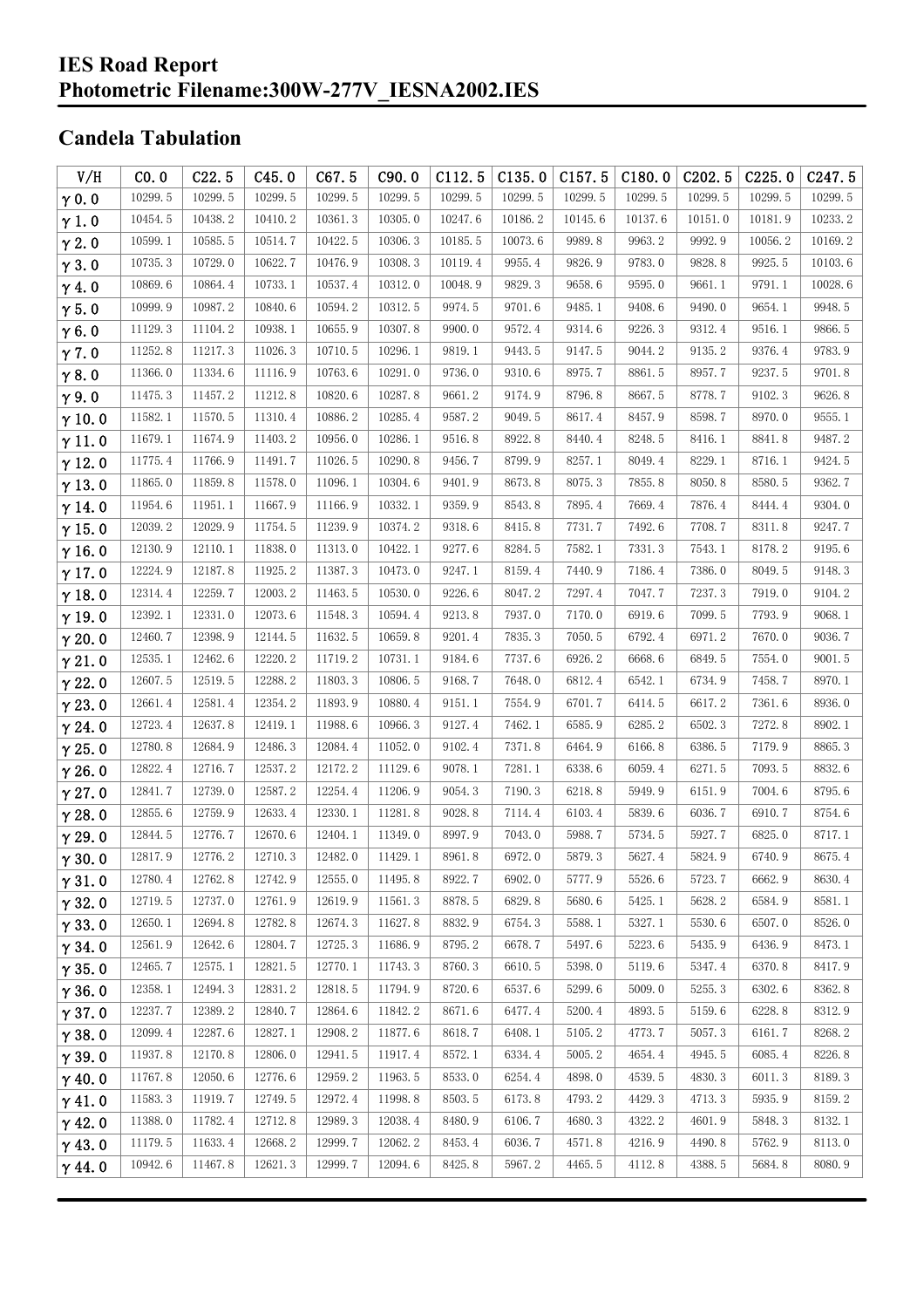## Candela Tabulation

| V/H | C0.0 | C22.5 | C45.0 | C67.5 | C90.0 | C112.5 | C135.0 | C157.5 | C180.0 | C202.5 | C225.0 | C247.5 |
|---|---|---|---|---|---|---|---|---|---|---|---|---|
| γ0.0 | 10299.5 | 10299.5 | 10299.5 | 10299.5 | 10299.5 | 10299.5 | 10299.5 | 10299.5 | 10299.5 | 10299.5 | 10299.5 | 10299.5 |
| γ1.0 | 10454.5 | 10438.2 | 10410.2 | 10361.3 | 10305.0 | 10247.6 | 10186.2 | 10145.6 | 10137.6 | 10151.0 | 10181.9 | 10233.2 |
| γ2.0 | 10599.1 | 10585.5 | 10514.7 | 10422.5 | 10306.3 | 10185.5 | 10073.6 | 9989.8 | 9963.2 | 9992.9 | 10056.2 | 10169.2 |
| γ3.0 | 10735.3 | 10729.0 | 10622.7 | 10476.9 | 10308.3 | 10119.4 | 9955.4 | 9826.9 | 9783.0 | 9828.8 | 9925.5 | 10103.6 |
| γ4.0 | 10869.6 | 10864.4 | 10733.1 | 10537.4 | 10312.0 | 10048.9 | 9829.3 | 9658.6 | 9595.0 | 9661.1 | 9791.1 | 10028.6 |
| γ5.0 | 10999.9 | 10987.2 | 10840.6 | 10594.2 | 10312.5 | 9974.5 | 9701.6 | 9485.1 | 9408.6 | 9490.0 | 9654.1 | 9948.5 |
| γ6.0 | 11129.3 | 11104.2 | 10938.1 | 10655.9 | 10307.8 | 9900.0 | 9572.4 | 9314.6 | 9226.3 | 9312.4 | 9516.1 | 9866.5 |
| γ7.0 | 11252.8 | 11217.3 | 11026.3 | 10710.5 | 10296.1 | 9819.1 | 9443.5 | 9147.5 | 9044.2 | 9135.2 | 9376.4 | 9783.9 |
| γ8.0 | 11366.0 | 11334.6 | 11116.9 | 10763.6 | 10291.0 | 9736.0 | 9310.6 | 8975.7 | 8861.5 | 8957.7 | 9237.5 | 9701.8 |
| γ9.0 | 11475.3 | 11457.2 | 11212.8 | 10820.6 | 10287.8 | 9661.2 | 9174.9 | 8796.8 | 8667.5 | 8778.7 | 9102.3 | 9626.8 |
| γ10.0 | 11582.1 | 11570.5 | 11310.4 | 10886.2 | 10285.4 | 9587.2 | 9049.5 | 8617.4 | 8457.9 | 8598.7 | 8970.0 | 9555.1 |
| γ11.0 | 11679.1 | 11674.9 | 11403.2 | 10956.0 | 10286.1 | 9516.8 | 8922.8 | 8440.4 | 8248.5 | 8416.1 | 8841.8 | 9487.2 |
| γ12.0 | 11775.4 | 11766.9 | 11491.7 | 11026.5 | 10290.8 | 9456.7 | 8799.9 | 8257.1 | 8049.4 | 8229.1 | 8716.1 | 9424.5 |
| γ13.0 | 11865.0 | 11859.8 | 11578.0 | 11096.1 | 10304.6 | 9401.9 | 8673.8 | 8075.3 | 7855.8 | 8050.8 | 8580.5 | 9362.7 |
| γ14.0 | 11954.6 | 11951.1 | 11667.9 | 11166.9 | 10332.1 | 9359.9 | 8543.8 | 7895.4 | 7669.4 | 7876.4 | 8444.4 | 9304.0 |
| γ15.0 | 12039.2 | 12029.9 | 11754.5 | 11239.9 | 10374.2 | 9318.6 | 8415.8 | 7731.7 | 7492.6 | 7708.7 | 8311.8 | 9247.7 |
| γ16.0 | 12130.9 | 12110.1 | 11838.0 | 11313.0 | 10422.1 | 9277.6 | 8284.5 | 7582.1 | 7331.3 | 7543.1 | 8178.2 | 9195.6 |
| γ17.0 | 12224.9 | 12187.8 | 11925.2 | 11387.3 | 10473.0 | 9247.1 | 8159.4 | 7440.9 | 7186.4 | 7386.0 | 8049.5 | 9148.3 |
| γ18.0 | 12314.4 | 12259.7 | 12003.2 | 11463.5 | 10530.0 | 9226.6 | 8047.2 | 7297.4 | 7047.7 | 7237.3 | 7919.0 | 9104.2 |
| γ19.0 | 12392.1 | 12331.0 | 12073.6 | 11548.3 | 10594.4 | 9213.8 | 7937.0 | 7170.0 | 6919.6 | 7099.5 | 7793.9 | 9068.1 |
| γ20.0 | 12460.7 | 12398.9 | 12144.5 | 11632.5 | 10659.8 | 9201.4 | 7835.3 | 7050.5 | 6792.4 | 6971.2 | 7670.0 | 9036.7 |
| γ21.0 | 12535.1 | 12462.6 | 12220.2 | 11719.2 | 10731.1 | 9184.6 | 7737.6 | 6926.2 | 6668.6 | 6849.5 | 7554.0 | 9001.5 |
| γ22.0 | 12607.5 | 12519.5 | 12288.2 | 11803.3 | 10806.5 | 9168.7 | 7648.0 | 6812.4 | 6542.1 | 6734.9 | 7458.7 | 8970.1 |
| γ23.0 | 12661.4 | 12581.4 | 12354.2 | 11893.9 | 10880.4 | 9151.1 | 7554.9 | 6701.7 | 6414.5 | 6617.2 | 7361.6 | 8936.0 |
| γ24.0 | 12723.4 | 12637.8 | 12419.1 | 11988.6 | 10966.3 | 9127.4 | 7462.1 | 6585.9 | 6285.2 | 6502.3 | 7272.8 | 8902.1 |
| γ25.0 | 12780.8 | 12684.9 | 12486.3 | 12084.4 | 11052.0 | 9102.4 | 7371.8 | 6464.9 | 6166.8 | 6386.5 | 7179.9 | 8865.3 |
| γ26.0 | 12822.4 | 12716.7 | 12537.2 | 12172.2 | 11129.6 | 9078.1 | 7281.1 | 6338.6 | 6059.4 | 6271.5 | 7093.5 | 8832.6 |
| γ27.0 | 12841.7 | 12739.0 | 12587.2 | 12254.4 | 11206.9 | 9054.3 | 7190.3 | 6218.8 | 5949.9 | 6151.9 | 7004.6 | 8795.6 |
| γ28.0 | 12855.6 | 12759.9 | 12633.4 | 12330.1 | 11281.8 | 9028.8 | 7114.4 | 6103.4 | 5839.6 | 6036.7 | 6910.7 | 8754.6 |
| γ29.0 | 12844.5 | 12776.7 | 12670.6 | 12404.1 | 11349.0 | 8997.9 | 7043.0 | 5988.7 | 5734.5 | 5927.7 | 6825.0 | 8717.1 |
| γ30.0 | 12817.9 | 12776.2 | 12710.3 | 12482.0 | 11429.1 | 8961.8 | 6972.0 | 5879.3 | 5627.4 | 5824.9 | 6740.9 | 8675.4 |
| γ31.0 | 12780.4 | 12762.8 | 12742.9 | 12555.0 | 11495.8 | 8922.7 | 6902.0 | 5777.9 | 5526.6 | 5723.7 | 6662.9 | 8630.4 |
| γ32.0 | 12719.5 | 12737.0 | 12761.9 | 12619.9 | 11561.3 | 8878.5 | 6829.8 | 5680.6 | 5425.1 | 5628.2 | 6584.9 | 8581.1 |
| γ33.0 | 12650.1 | 12694.8 | 12782.8 | 12674.3 | 11627.8 | 8832.9 | 6754.3 | 5588.1 | 5327.1 | 5530.6 | 6507.0 | 8526.0 |
| γ34.0 | 12561.9 | 12642.6 | 12804.7 | 12725.3 | 11686.9 | 8795.2 | 6678.7 | 5497.6 | 5223.6 | 5435.9 | 6436.9 | 8473.1 |
| γ35.0 | 12465.7 | 12575.1 | 12821.5 | 12770.1 | 11743.3 | 8760.3 | 6610.5 | 5398.0 | 5119.6 | 5347.4 | 6370.8 | 8417.9 |
| γ36.0 | 12358.1 | 12494.3 | 12831.2 | 12818.5 | 11794.9 | 8720.6 | 6537.6 | 5299.6 | 5009.0 | 5255.3 | 6302.6 | 8362.8 |
| γ37.0 | 12237.7 | 12389.2 | 12840.7 | 12864.6 | 11842.2 | 8671.6 | 6477.4 | 5200.4 | 4893.5 | 5159.6 | 6228.8 | 8312.9 |
| γ38.0 | 12099.4 | 12287.6 | 12827.1 | 12908.2 | 11877.6 | 8618.7 | 6408.1 | 5105.2 | 4773.7 | 5057.3 | 6161.7 | 8268.2 |
| γ39.0 | 11937.8 | 12170.8 | 12806.0 | 12941.5 | 11917.4 | 8572.1 | 6334.4 | 5005.2 | 4654.4 | 4945.5 | 6085.4 | 8226.8 |
| γ40.0 | 11767.8 | 12050.6 | 12776.6 | 12959.2 | 11963.5 | 8533.0 | 6254.4 | 4898.0 | 4539.5 | 4830.3 | 6011.3 | 8189.3 |
| γ41.0 | 11583.3 | 11919.7 | 12749.5 | 12972.4 | 11998.8 | 8503.5 | 6173.8 | 4793.2 | 4429.3 | 4713.3 | 5935.9 | 8159.2 |
| γ42.0 | 11388.0 | 11782.4 | 12712.8 | 12989.3 | 12038.4 | 8480.9 | 6106.7 | 4680.3 | 4322.2 | 4601.9 | 5848.3 | 8132.1 |
| γ43.0 | 11179.5 | 11633.4 | 12668.2 | 12999.7 | 12062.2 | 8453.4 | 6036.7 | 4571.8 | 4216.9 | 4490.8 | 5762.9 | 8113.0 |
| γ44.0 | 10942.6 | 11467.8 | 12621.3 | 12999.7 | 12094.6 | 8425.8 | 5967.2 | 4465.5 | 4112.8 | 4388.5 | 5684.8 | 8080.9 |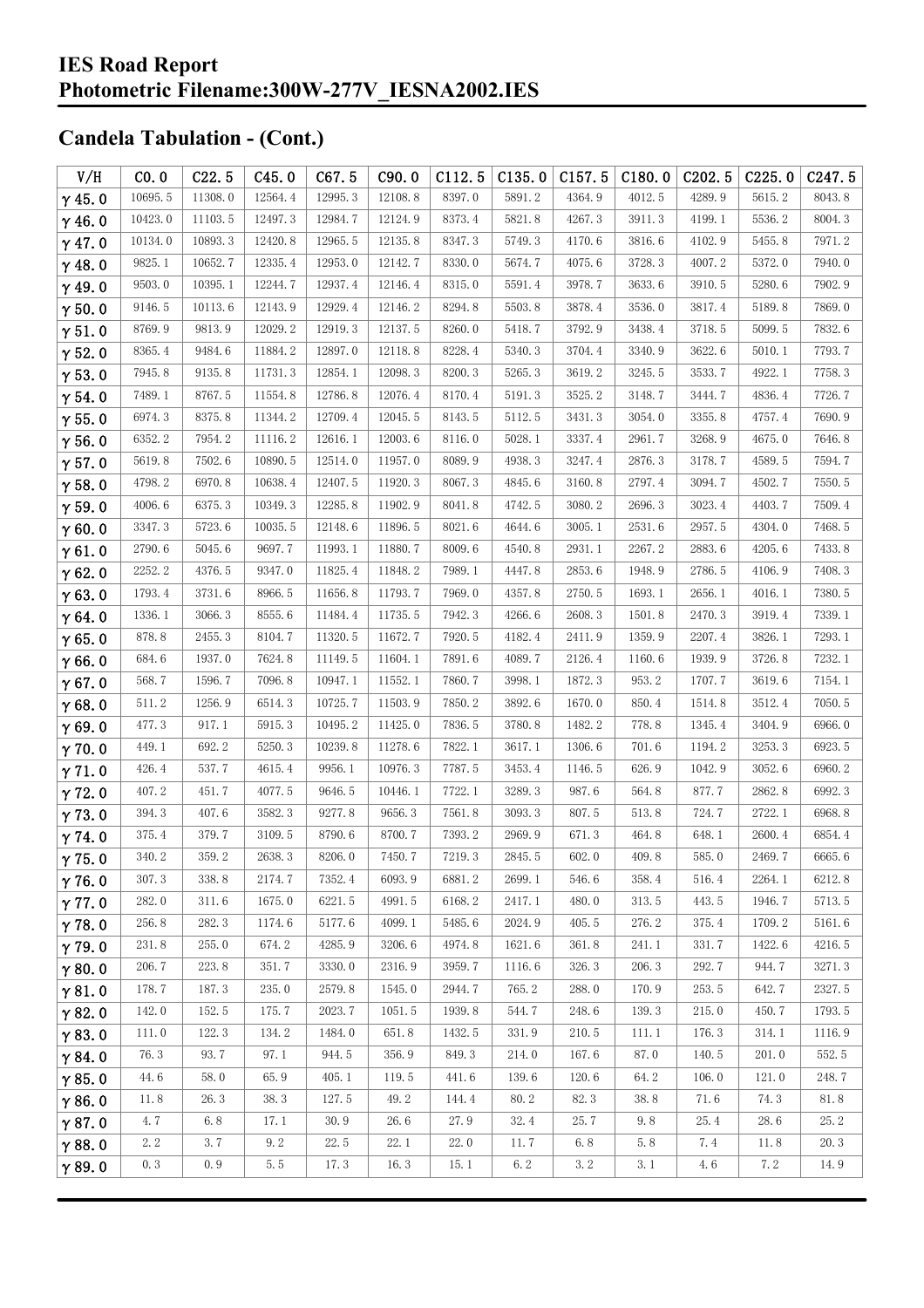## Candela Tabulation - (Cont.)

| V/H | C0.0 | C22.5 | C45.0 | C67.5 | C90.0 | C112.5 | C135.0 | C157.5 | C180.0 | C202.5 | C225.0 | C247.5 |
|---|---|---|---|---|---|---|---|---|---|---|---|---|
| γ45.0 | 10695.5 | 11308.0 | 12564.4 | 12995.3 | 12108.8 | 8397.0 | 5891.2 | 4364.9 | 4012.5 | 4289.9 | 5615.2 | 8043.8 |
| γ46.0 | 10423.0 | 11103.5 | 12497.3 | 12984.7 | 12124.9 | 8373.4 | 5821.8 | 4267.3 | 3911.3 | 4199.1 | 5536.2 | 8004.3 |
| γ47.0 | 10134.0 | 10893.3 | 12420.8 | 12965.5 | 12135.8 | 8347.3 | 5749.3 | 4170.6 | 3816.6 | 4102.9 | 5455.8 | 7971.2 |
| γ48.0 | 9825.1 | 10652.7 | 12335.4 | 12953.0 | 12142.7 | 8330.0 | 5674.7 | 4075.6 | 3728.3 | 4007.2 | 5372.0 | 7940.0 |
| γ49.0 | 9503.0 | 10395.1 | 12244.7 | 12937.4 | 12146.4 | 8315.0 | 5591.4 | 3978.7 | 3633.6 | 3910.5 | 5280.6 | 7902.9 |
| γ50.0 | 9146.5 | 10113.6 | 12143.9 | 12929.4 | 12146.2 | 8294.8 | 5503.8 | 3878.4 | 3536.0 | 3817.4 | 5189.8 | 7869.0 |
| γ51.0 | 8769.9 | 9813.9 | 12029.2 | 12919.3 | 12137.5 | 8260.0 | 5418.7 | 3792.9 | 3438.4 | 3718.5 | 5099.5 | 7832.6 |
| γ52.0 | 8365.4 | 9484.6 | 11884.2 | 12897.0 | 12118.8 | 8228.4 | 5340.3 | 3704.4 | 3340.9 | 3622.6 | 5010.1 | 7793.7 |
| γ53.0 | 7945.8 | 9135.8 | 11731.3 | 12854.1 | 12098.3 | 8200.3 | 5265.3 | 3619.2 | 3245.5 | 3533.7 | 4922.1 | 7758.3 |
| γ54.0 | 7489.1 | 8767.5 | 11554.8 | 12786.8 | 12076.4 | 8170.4 | 5191.3 | 3525.2 | 3148.7 | 3444.7 | 4836.4 | 7726.7 |
| γ55.0 | 6974.3 | 8375.8 | 11344.2 | 12709.4 | 12045.5 | 8143.5 | 5112.5 | 3431.3 | 3054.0 | 3355.8 | 4757.4 | 7690.9 |
| γ56.0 | 6352.2 | 7954.2 | 11116.2 | 12616.1 | 12003.6 | 8116.0 | 5028.1 | 3337.4 | 2961.7 | 3268.9 | 4675.0 | 7646.8 |
| γ57.0 | 5619.8 | 7502.6 | 10890.5 | 12514.0 | 11957.0 | 8089.9 | 4938.3 | 3247.4 | 2876.3 | 3178.7 | 4589.5 | 7594.7 |
| γ58.0 | 4798.2 | 6970.8 | 10638.4 | 12407.5 | 11920.3 | 8067.3 | 4845.6 | 3160.8 | 2797.4 | 3094.7 | 4502.7 | 7550.5 |
| γ59.0 | 4006.6 | 6375.3 | 10349.3 | 12285.8 | 11902.9 | 8041.8 | 4742.5 | 3080.2 | 2696.3 | 3023.4 | 4403.7 | 7509.4 |
| γ60.0 | 3347.3 | 5723.6 | 10035.5 | 12148.6 | 11896.5 | 8021.6 | 4644.6 | 3005.1 | 2531.6 | 2957.5 | 4304.0 | 7468.5 |
| γ61.0 | 2790.6 | 5045.6 | 9697.7 | 11993.1 | 11880.7 | 8009.6 | 4540.8 | 2931.1 | 2267.2 | 2883.6 | 4205.6 | 7433.8 |
| γ62.0 | 2252.2 | 4376.5 | 9347.0 | 11825.4 | 11848.2 | 7989.1 | 4447.8 | 2853.6 | 1948.9 | 2786.5 | 4106.9 | 7408.3 |
| γ63.0 | 1793.4 | 3731.6 | 8966.5 | 11656.8 | 11793.7 | 7969.0 | 4357.8 | 2750.5 | 1693.1 | 2656.1 | 4016.1 | 7380.5 |
| γ64.0 | 1336.1 | 3066.3 | 8555.6 | 11484.4 | 11735.5 | 7942.3 | 4266.6 | 2608.3 | 1501.8 | 2470.3 | 3919.4 | 7339.1 |
| γ65.0 | 878.8 | 2455.3 | 8104.7 | 11320.5 | 11672.7 | 7920.5 | 4182.4 | 2411.9 | 1359.9 | 2207.4 | 3826.1 | 7293.1 |
| γ66.0 | 684.6 | 1937.0 | 7624.8 | 11149.5 | 11604.1 | 7891.6 | 4089.7 | 2126.4 | 1160.6 | 1939.9 | 3726.8 | 7232.1 |
| γ67.0 | 568.7 | 1596.7 | 7096.8 | 10947.1 | 11552.1 | 7860.7 | 3998.1 | 1872.3 | 953.2 | 1707.7 | 3619.6 | 7154.1 |
| γ68.0 | 511.2 | 1256.9 | 6514.3 | 10725.7 | 11503.9 | 7850.2 | 3892.6 | 1670.0 | 850.4 | 1514.8 | 3512.4 | 7050.5 |
| γ69.0 | 477.3 | 917.1 | 5915.3 | 10495.2 | 11425.0 | 7836.5 | 3780.8 | 1482.2 | 778.8 | 1345.4 | 3404.9 | 6966.0 |
| γ70.0 | 449.1 | 692.2 | 5250.3 | 10239.8 | 11278.6 | 7822.1 | 3617.1 | 1306.6 | 701.6 | 1194.2 | 3253.3 | 6923.5 |
| γ71.0 | 426.4 | 537.7 | 4615.4 | 9956.1 | 10976.3 | 7787.5 | 3453.4 | 1146.5 | 626.9 | 1042.9 | 3052.6 | 6960.2 |
| γ72.0 | 407.2 | 451.7 | 4077.5 | 9646.5 | 10446.1 | 7722.1 | 3289.3 | 987.6 | 564.8 | 877.7 | 2862.8 | 6992.3 |
| γ73.0 | 394.3 | 407.6 | 3582.3 | 9277.8 | 9656.3 | 7561.8 | 3093.3 | 807.5 | 513.8 | 724.7 | 2722.1 | 6968.8 |
| γ74.0 | 375.4 | 379.7 | 3109.5 | 8790.6 | 8700.7 | 7393.2 | 2969.9 | 671.3 | 464.8 | 648.1 | 2600.4 | 6854.4 |
| γ75.0 | 340.2 | 359.2 | 2638.3 | 8206.0 | 7450.7 | 7219.3 | 2845.5 | 602.0 | 409.8 | 585.0 | 2469.7 | 6665.6 |
| γ76.0 | 307.3 | 338.8 | 2174.7 | 7352.4 | 6093.9 | 6881.2 | 2699.1 | 546.6 | 358.4 | 516.4 | 2264.1 | 6212.8 |
| γ77.0 | 282.0 | 311.6 | 1675.0 | 6221.5 | 4991.5 | 6168.2 | 2417.1 | 480.0 | 313.5 | 443.5 | 1946.7 | 5713.5 |
| γ78.0 | 256.8 | 282.3 | 1174.6 | 5177.6 | 4099.1 | 5485.6 | 2024.9 | 405.5 | 276.2 | 375.4 | 1709.2 | 5161.6 |
| γ79.0 | 231.8 | 255.0 | 674.2 | 4285.9 | 3206.6 | 4974.8 | 1621.6 | 361.8 | 241.1 | 331.7 | 1422.6 | 4216.5 |
| γ80.0 | 206.7 | 223.8 | 351.7 | 3330.0 | 2316.9 | 3959.7 | 1116.6 | 326.3 | 206.3 | 292.7 | 944.7 | 3271.3 |
| γ81.0 | 178.7 | 187.3 | 235.0 | 2579.8 | 1545.0 | 2944.7 | 765.2 | 288.0 | 170.9 | 253.5 | 642.7 | 2327.5 |
| γ82.0 | 142.0 | 152.5 | 175.7 | 2023.7 | 1051.5 | 1939.8 | 544.7 | 248.6 | 139.3 | 215.0 | 450.7 | 1793.5 |
| γ83.0 | 111.0 | 122.3 | 134.2 | 1484.0 | 651.8 | 1432.5 | 331.9 | 210.5 | 111.1 | 176.3 | 314.1 | 1116.9 |
| γ84.0 | 76.3 | 93.7 | 97.1 | 944.5 | 356.9 | 849.3 | 214.0 | 167.6 | 87.0 | 140.5 | 201.0 | 552.5 |
| γ85.0 | 44.6 | 58.0 | 65.9 | 405.1 | 119.5 | 441.6 | 139.6 | 120.6 | 64.2 | 106.0 | 121.0 | 248.7 |
| γ86.0 | 11.8 | 26.3 | 38.3 | 127.5 | 49.2 | 144.4 | 80.2 | 82.3 | 38.8 | 71.6 | 74.3 | 81.8 |
| γ87.0 | 4.7 | 6.8 | 17.1 | 30.9 | 26.6 | 27.9 | 32.4 | 25.7 | 9.8 | 25.4 | 28.6 | 25.2 |
| γ88.0 | 2.2 | 3.7 | 9.2 | 22.5 | 22.1 | 22.0 | 11.7 | 6.8 | 5.8 | 7.4 | 11.8 | 20.3 |
| γ89.0 | 0.3 | 0.9 | 5.5 | 17.3 | 16.3 | 15.1 | 6.2 | 3.2 | 3.1 | 4.6 | 7.2 | 14.9 |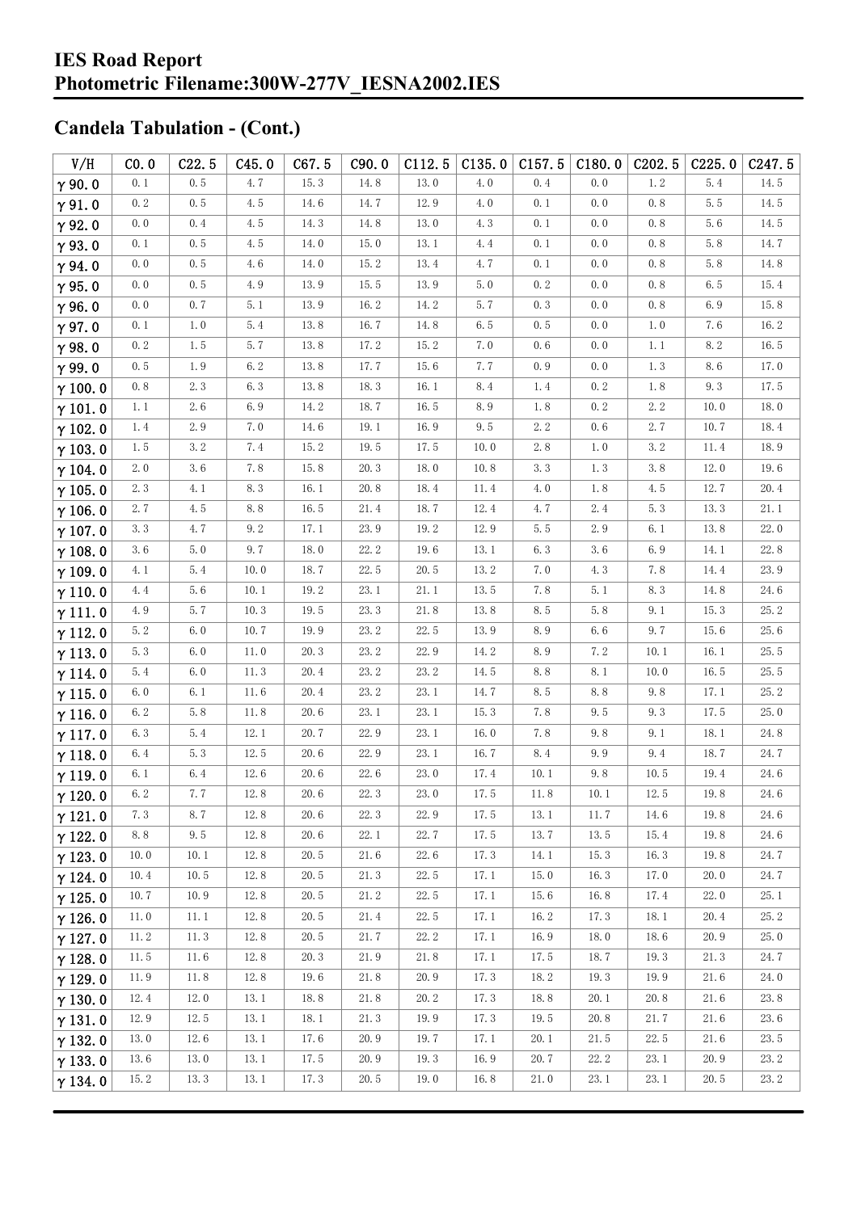## Candela Tabulation - (Cont.)

| V/H | C0.0 | C22.5 | C45.0 | C67.5 | C90.0 | C112.5 | C135.0 | C157.5 | C180.0 | C202.5 | C225.0 | C247.5 |
|---|---|---|---|---|---|---|---|---|---|---|---|---|
| γ 90.0 | 0.1 | 0.5 | 4.7 | 15.3 | 14.8 | 13.0 | 4.0 | 0.4 | 0.0 | 1.2 | 5.4 | 14.5 |
| γ 91.0 | 0.2 | 0.5 | 4.5 | 14.6 | 14.7 | 12.9 | 4.0 | 0.1 | 0.0 | 0.8 | 5.5 | 14.5 |
| γ 92.0 | 0.0 | 0.4 | 4.5 | 14.3 | 14.8 | 13.0 | 4.3 | 0.1 | 0.0 | 0.8 | 5.6 | 14.5 |
| γ 93.0 | 0.1 | 0.5 | 4.5 | 14.0 | 15.0 | 13.1 | 4.4 | 0.1 | 0.0 | 0.8 | 5.8 | 14.7 |
| γ 94.0 | 0.0 | 0.5 | 4.6 | 14.0 | 15.2 | 13.4 | 4.7 | 0.1 | 0.0 | 0.8 | 5.8 | 14.8 |
| γ 95.0 | 0.0 | 0.5 | 4.9 | 13.9 | 15.5 | 13.9 | 5.0 | 0.2 | 0.0 | 0.8 | 6.5 | 15.4 |
| γ 96.0 | 0.0 | 0.7 | 5.1 | 13.9 | 16.2 | 14.2 | 5.7 | 0.3 | 0.0 | 0.8 | 6.9 | 15.8 |
| γ 97.0 | 0.1 | 1.0 | 5.4 | 13.8 | 16.7 | 14.8 | 6.5 | 0.5 | 0.0 | 1.0 | 7.6 | 16.2 |
| γ 98.0 | 0.2 | 1.5 | 5.7 | 13.8 | 17.2 | 15.2 | 7.0 | 0.6 | 0.0 | 1.1 | 8.2 | 16.5 |
| γ 99.0 | 0.5 | 1.9 | 6.2 | 13.8 | 17.7 | 15.6 | 7.7 | 0.9 | 0.0 | 1.3 | 8.6 | 17.0 |
| γ 100.0 | 0.8 | 2.3 | 6.3 | 13.8 | 18.3 | 16.1 | 8.4 | 1.4 | 0.2 | 1.8 | 9.3 | 17.5 |
| γ 101.0 | 1.1 | 2.6 | 6.9 | 14.2 | 18.7 | 16.5 | 8.9 | 1.8 | 0.2 | 2.2 | 10.0 | 18.0 |
| γ 102.0 | 1.4 | 2.9 | 7.0 | 14.6 | 19.1 | 16.9 | 9.5 | 2.2 | 0.6 | 2.7 | 10.7 | 18.4 |
| γ 103.0 | 1.5 | 3.2 | 7.4 | 15.2 | 19.5 | 17.5 | 10.0 | 2.8 | 1.0 | 3.2 | 11.4 | 18.9 |
| γ 104.0 | 2.0 | 3.6 | 7.8 | 15.8 | 20.3 | 18.0 | 10.8 | 3.3 | 1.3 | 3.8 | 12.0 | 19.6 |
| γ 105.0 | 2.3 | 4.1 | 8.3 | 16.1 | 20.8 | 18.4 | 11.4 | 4.0 | 1.8 | 4.5 | 12.7 | 20.4 |
| γ 106.0 | 2.7 | 4.5 | 8.8 | 16.5 | 21.4 | 18.7 | 12.4 | 4.7 | 2.4 | 5.3 | 13.3 | 21.1 |
| γ 107.0 | 3.3 | 4.7 | 9.2 | 17.1 | 23.9 | 19.2 | 12.9 | 5.5 | 2.9 | 6.1 | 13.8 | 22.0 |
| γ 108.0 | 3.6 | 5.0 | 9.7 | 18.0 | 22.2 | 19.6 | 13.1 | 6.3 | 3.6 | 6.9 | 14.1 | 22.8 |
| γ 109.0 | 4.1 | 5.4 | 10.0 | 18.7 | 22.5 | 20.5 | 13.2 | 7.0 | 4.3 | 7.8 | 14.4 | 23.9 |
| γ 110.0 | 4.4 | 5.6 | 10.1 | 19.2 | 23.1 | 21.1 | 13.5 | 7.8 | 5.1 | 8.3 | 14.8 | 24.6 |
| γ 111.0 | 4.9 | 5.7 | 10.3 | 19.5 | 23.3 | 21.8 | 13.8 | 8.5 | 5.8 | 9.1 | 15.3 | 25.2 |
| γ 112.0 | 5.2 | 6.0 | 10.7 | 19.9 | 23.2 | 22.5 | 13.9 | 8.9 | 6.6 | 9.7 | 15.6 | 25.6 |
| γ 113.0 | 5.3 | 6.0 | 11.0 | 20.3 | 23.2 | 22.9 | 14.2 | 8.9 | 7.2 | 10.1 | 16.1 | 25.5 |
| γ 114.0 | 5.4 | 6.0 | 11.3 | 20.4 | 23.2 | 23.2 | 14.5 | 8.8 | 8.1 | 10.0 | 16.5 | 25.5 |
| γ 115.0 | 6.0 | 6.1 | 11.6 | 20.4 | 23.2 | 23.1 | 14.7 | 8.5 | 8.8 | 9.8 | 17.1 | 25.2 |
| γ 116.0 | 6.2 | 5.8 | 11.8 | 20.6 | 23.1 | 23.1 | 15.3 | 7.8 | 9.5 | 9.3 | 17.5 | 25.0 |
| γ 117.0 | 6.3 | 5.4 | 12.1 | 20.7 | 22.9 | 23.1 | 16.0 | 7.8 | 9.8 | 9.1 | 18.1 | 24.8 |
| γ 118.0 | 6.4 | 5.3 | 12.5 | 20.6 | 22.9 | 23.1 | 16.7 | 8.4 | 9.9 | 9.4 | 18.7 | 24.7 |
| γ 119.0 | 6.1 | 6.4 | 12.6 | 20.6 | 22.6 | 23.0 | 17.4 | 10.1 | 9.8 | 10.5 | 19.4 | 24.6 |
| γ 120.0 | 6.2 | 7.7 | 12.8 | 20.6 | 22.3 | 23.0 | 17.5 | 11.8 | 10.1 | 12.5 | 19.8 | 24.6 |
| γ 121.0 | 7.3 | 8.7 | 12.8 | 20.6 | 22.3 | 22.9 | 17.5 | 13.1 | 11.7 | 14.6 | 19.8 | 24.6 |
| γ 122.0 | 8.8 | 9.5 | 12.8 | 20.6 | 22.1 | 22.7 | 17.5 | 13.7 | 13.5 | 15.4 | 19.8 | 24.6 |
| γ 123.0 | 10.0 | 10.1 | 12.8 | 20.5 | 21.6 | 22.6 | 17.3 | 14.1 | 15.3 | 16.3 | 19.8 | 24.7 |
| γ 124.0 | 10.4 | 10.5 | 12.8 | 20.5 | 21.3 | 22.5 | 17.1 | 15.0 | 16.3 | 17.0 | 20.0 | 24.7 |
| γ 125.0 | 10.7 | 10.9 | 12.8 | 20.5 | 21.2 | 22.5 | 17.1 | 15.6 | 16.8 | 17.4 | 22.0 | 25.1 |
| γ 126.0 | 11.0 | 11.1 | 12.8 | 20.5 | 21.4 | 22.5 | 17.1 | 16.2 | 17.3 | 18.1 | 20.4 | 25.2 |
| γ 127.0 | 11.2 | 11.3 | 12.8 | 20.5 | 21.7 | 22.2 | 17.1 | 16.9 | 18.0 | 18.6 | 20.9 | 25.0 |
| γ 128.0 | 11.5 | 11.6 | 12.8 | 20.3 | 21.9 | 21.8 | 17.1 | 17.5 | 18.7 | 19.3 | 21.3 | 24.7 |
| γ 129.0 | 11.9 | 11.8 | 12.8 | 19.6 | 21.8 | 20.9 | 17.3 | 18.2 | 19.3 | 19.9 | 21.6 | 24.0 |
| γ 130.0 | 12.4 | 12.0 | 13.1 | 18.8 | 21.8 | 20.2 | 17.3 | 18.8 | 20.1 | 20.8 | 21.6 | 23.8 |
| γ 131.0 | 12.9 | 12.5 | 13.1 | 18.1 | 21.3 | 19.9 | 17.3 | 19.5 | 20.8 | 21.7 | 21.6 | 23.6 |
| γ 132.0 | 13.0 | 12.6 | 13.1 | 17.6 | 20.9 | 19.7 | 17.1 | 20.1 | 21.5 | 22.5 | 21.6 | 23.5 |
| γ 133.0 | 13.6 | 13.0 | 13.1 | 17.5 | 20.9 | 19.3 | 16.9 | 20.7 | 22.2 | 23.1 | 20.9 | 23.2 |
| γ 134.0 | 15.2 | 13.3 | 13.1 | 17.3 | 20.5 | 19.0 | 16.8 | 21.0 | 23.1 | 23.1 | 20.5 | 23.2 |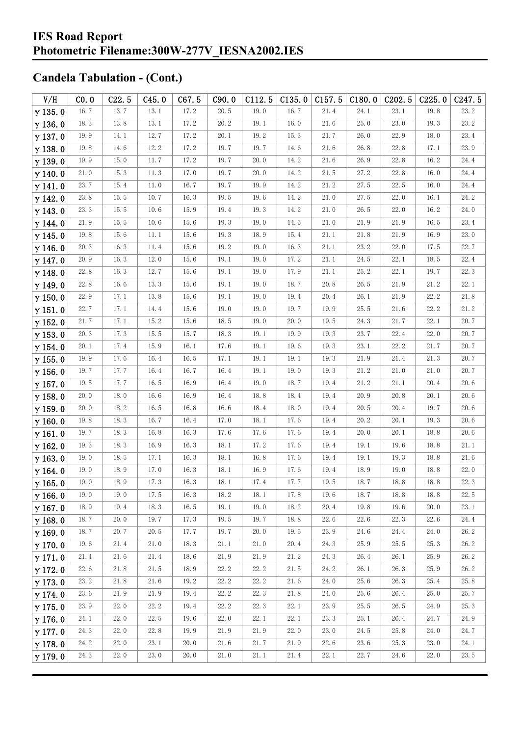## Candela Tabulation - (Cont.)

| V/H | C0.0 | C22.5 | C45.0 | C67.5 | C90.0 | C112.5 | C135.0 | C157.5 | C180.0 | C202.5 | C225.0 | C247.5 |
|---|---|---|---|---|---|---|---|---|---|---|---|---|
| γ 135.0 | 16.7 | 13.7 | 13.1 | 17.2 | 20.5 | 19.0 | 16.7 | 21.4 | 24.1 | 23.1 | 19.8 | 23.2 |
| γ 136.0 | 18.3 | 13.8 | 13.1 | 17.2 | 20.2 | 19.1 | 16.0 | 21.6 | 25.0 | 23.0 | 19.3 | 23.2 |
| γ 137.0 | 19.9 | 14.1 | 12.7 | 17.2 | 20.1 | 19.2 | 15.3 | 21.7 | 26.0 | 22.9 | 18.0 | 23.4 |
| γ 138.0 | 19.8 | 14.6 | 12.2 | 17.2 | 19.7 | 19.7 | 14.6 | 21.6 | 26.8 | 22.8 | 17.1 | 23.9 |
| γ 139.0 | 19.9 | 15.0 | 11.7 | 17.2 | 19.7 | 20.0 | 14.2 | 21.6 | 26.9 | 22.8 | 16.2 | 24.4 |
| γ 140.0 | 21.0 | 15.3 | 11.3 | 17.0 | 19.7 | 20.0 | 14.2 | 21.5 | 27.2 | 22.8 | 16.0 | 24.4 |
| γ 141.0 | 23.7 | 15.4 | 11.0 | 16.7 | 19.7 | 19.9 | 14.2 | 21.2 | 27.5 | 22.5 | 16.0 | 24.4 |
| γ 142.0 | 23.8 | 15.5 | 10.7 | 16.3 | 19.5 | 19.6 | 14.2 | 21.0 | 27.5 | 22.0 | 16.1 | 24.2 |
| γ 143.0 | 23.3 | 15.5 | 10.6 | 15.9 | 19.4 | 19.3 | 14.2 | 21.0 | 26.5 | 22.0 | 16.2 | 24.0 |
| γ 144.0 | 21.9 | 15.5 | 10.6 | 15.6 | 19.3 | 19.0 | 14.5 | 21.0 | 21.9 | 21.9 | 16.5 | 23.4 |
| γ 145.0 | 19.8 | 15.6 | 11.1 | 15.6 | 19.3 | 18.9 | 15.4 | 21.1 | 21.8 | 21.9 | 16.9 | 23.0 |
| γ 146.0 | 20.3 | 16.3 | 11.4 | 15.6 | 19.2 | 19.0 | 16.3 | 21.1 | 23.2 | 22.0 | 17.5 | 22.7 |
| γ 147.0 | 20.9 | 16.3 | 12.0 | 15.6 | 19.1 | 19.0 | 17.2 | 21.1 | 24.5 | 22.1 | 18.5 | 22.4 |
| γ 148.0 | 22.8 | 16.3 | 12.7 | 15.6 | 19.1 | 19.0 | 17.9 | 21.1 | 25.2 | 22.1 | 19.7 | 22.3 |
| γ 149.0 | 22.8 | 16.6 | 13.3 | 15.6 | 19.1 | 19.0 | 18.7 | 20.8 | 26.5 | 21.9 | 21.2 | 22.1 |
| γ 150.0 | 22.9 | 17.1 | 13.8 | 15.6 | 19.1 | 19.0 | 19.4 | 20.4 | 26.1 | 21.9 | 22.2 | 21.8 |
| γ 151.0 | 22.7 | 17.1 | 14.4 | 15.6 | 19.0 | 19.0 | 19.7 | 19.9 | 25.5 | 21.6 | 22.2 | 21.2 |
| γ 152.0 | 21.7 | 17.1 | 15.2 | 15.6 | 18.5 | 19.0 | 20.0 | 19.5 | 24.3 | 21.7 | 22.1 | 20.7 |
| γ 153.0 | 20.3 | 17.3 | 15.5 | 15.7 | 18.3 | 19.1 | 19.9 | 19.3 | 23.7 | 22.4 | 22.0 | 20.7 |
| γ 154.0 | 20.1 | 17.4 | 15.9 | 16.1 | 17.6 | 19.1 | 19.6 | 19.3 | 23.1 | 22.2 | 21.7 | 20.7 |
| γ 155.0 | 19.9 | 17.6 | 16.4 | 16.5 | 17.1 | 19.1 | 19.1 | 19.3 | 21.9 | 21.4 | 21.3 | 20.7 |
| γ 156.0 | 19.7 | 17.7 | 16.4 | 16.7 | 16.4 | 19.1 | 19.0 | 19.3 | 21.2 | 21.0 | 21.0 | 20.7 |
| γ 157.0 | 19.5 | 17.7 | 16.5 | 16.9 | 16.4 | 19.0 | 18.7 | 19.4 | 21.2 | 21.1 | 20.4 | 20.6 |
| γ 158.0 | 20.0 | 18.0 | 16.6 | 16.9 | 16.4 | 18.8 | 18.4 | 19.4 | 20.9 | 20.8 | 20.1 | 20.6 |
| γ 159.0 | 20.0 | 18.2 | 16.5 | 16.8 | 16.6 | 18.4 | 18.0 | 19.4 | 20.5 | 20.4 | 19.7 | 20.6 |
| γ 160.0 | 19.8 | 18.3 | 16.7 | 16.4 | 17.0 | 18.1 | 17.6 | 19.4 | 20.2 | 20.1 | 19.3 | 20.6 |
| γ 161.0 | 19.7 | 18.3 | 16.8 | 16.3 | 17.6 | 17.6 | 17.6 | 19.4 | 20.0 | 20.1 | 18.8 | 20.6 |
| γ 162.0 | 19.3 | 18.3 | 16.9 | 16.3 | 18.1 | 17.2 | 17.6 | 19.4 | 19.1 | 19.6 | 18.8 | 21.1 |
| γ 163.0 | 19.0 | 18.5 | 17.1 | 16.3 | 18.1 | 16.8 | 17.6 | 19.4 | 19.1 | 19.3 | 18.8 | 21.6 |
| γ 164.0 | 19.0 | 18.9 | 17.0 | 16.3 | 18.1 | 16.9 | 17.6 | 19.4 | 18.9 | 19.0 | 18.8 | 22.0 |
| γ 165.0 | 19.0 | 18.9 | 17.3 | 16.3 | 18.1 | 17.4 | 17.7 | 19.5 | 18.7 | 18.8 | 18.8 | 22.3 |
| γ 166.0 | 19.0 | 19.0 | 17.5 | 16.3 | 18.2 | 18.1 | 17.8 | 19.6 | 18.7 | 18.8 | 18.8 | 22.5 |
| γ 167.0 | 18.9 | 19.4 | 18.3 | 16.5 | 19.1 | 19.0 | 18.2 | 20.4 | 19.8 | 19.6 | 20.0 | 23.1 |
| γ 168.0 | 18.7 | 20.0 | 19.7 | 17.3 | 19.5 | 19.7 | 18.8 | 22.6 | 22.6 | 22.3 | 22.6 | 24.4 |
| γ 169.0 | 18.7 | 20.7 | 20.5 | 17.7 | 19.7 | 20.0 | 19.5 | 23.9 | 24.6 | 24.4 | 24.0 | 26.2 |
| γ 170.0 | 19.6 | 21.4 | 21.0 | 18.3 | 21.1 | 21.0 | 20.4 | 24.3 | 25.9 | 25.5 | 25.3 | 26.2 |
| γ 171.0 | 21.4 | 21.6 | 21.4 | 18.6 | 21.9 | 21.9 | 21.2 | 24.3 | 26.4 | 26.1 | 25.9 | 26.2 |
| γ 172.0 | 22.6 | 21.8 | 21.5 | 18.9 | 22.2 | 22.2 | 21.5 | 24.2 | 26.1 | 26.3 | 25.9 | 26.2 |
| γ 173.0 | 23.2 | 21.8 | 21.6 | 19.2 | 22.2 | 22.2 | 21.6 | 24.0 | 25.6 | 26.3 | 25.4 | 25.8 |
| γ 174.0 | 23.6 | 21.9 | 21.9 | 19.4 | 22.2 | 22.3 | 21.8 | 24.0 | 25.6 | 26.4 | 25.0 | 25.7 |
| γ 175.0 | 23.9 | 22.0 | 22.2 | 19.4 | 22.2 | 22.3 | 22.1 | 23.9 | 25.5 | 26.5 | 24.9 | 25.3 |
| γ 176.0 | 24.1 | 22.0 | 22.5 | 19.6 | 22.0 | 22.1 | 22.1 | 23.3 | 25.1 | 26.4 | 24.7 | 24.9 |
| γ 177.0 | 24.3 | 22.0 | 22.8 | 19.9 | 21.9 | 21.9 | 22.0 | 23.0 | 24.5 | 25.8 | 24.0 | 24.7 |
| γ 178.0 | 24.2 | 22.0 | 23.1 | 20.0 | 21.6 | 21.7 | 21.9 | 22.6 | 23.6 | 25.3 | 23.0 | 24.1 |
| γ 179.0 | 24.3 | 22.0 | 23.0 | 20.0 | 21.0 | 21.1 | 21.4 | 22.1 | 22.7 | 24.6 | 22.0 | 23.5 |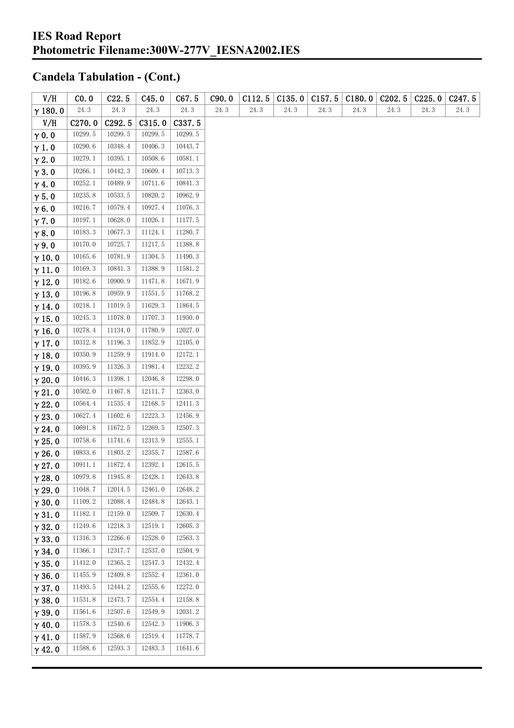## Candela Tabulation - (Cont.)

| V/H | C0.0 | C22.5 | C45.0 | C67.5 | C90.0 | C112.5 | C135.0 | C157.5 | C180.0 | C202.5 | C225.0 | C247.5 |
|---|---|---|---|---|---|---|---|---|---|---|---|---|
| γ 180.0 | 24.3 | 24.3 | 24.3 | 24.3 | 24.3 | 24.3 | 24.3 | 24.3 | 24.3 | 24.3 | 24.3 | 24.3 |

| V/H | C270.0 | C292.5 | C315.0 | C337.5 |
|---|---|---|---|---|
| γ 0.0 | 10299.5 | 10299.5 | 10299.5 | 10299.5 |
| γ 1.0 | 10290.6 | 10348.4 | 10406.3 | 10443.7 |
| γ 2.0 | 10279.1 | 10395.1 | 10508.6 | 10581.1 |
| γ 3.0 | 10266.1 | 10442.3 | 10609.4 | 10713.3 |
| γ 4.0 | 10252.1 | 10489.9 | 10711.6 | 10841.3 |
| γ 5.0 | 10235.8 | 10533.5 | 10820.2 | 10962.9 |
| γ 6.0 | 10216.7 | 10579.4 | 10927.4 | 11076.3 |
| γ 7.0 | 10197.1 | 10628.0 | 11026.1 | 11177.5 |
| γ 8.0 | 10183.3 | 10677.3 | 11124.1 | 11280.7 |
| γ 9.0 | 10170.0 | 10725.7 | 11217.5 | 11388.8 |
| γ 10.0 | 10165.6 | 10781.9 | 11304.5 | 11490.3 |
| γ 11.0 | 10169.3 | 10841.3 | 11388.9 | 11581.2 |
| γ 12.0 | 10182.6 | 10900.9 | 11471.8 | 11671.9 |
| γ 13.0 | 10196.8 | 10959.9 | 11551.5 | 11768.2 |
| γ 14.0 | 10218.1 | 11019.5 | 11629.3 | 11864.5 |
| γ 15.0 | 10245.3 | 11078.0 | 11707.3 | 11950.0 |
| γ 16.0 | 10278.4 | 11134.0 | 11780.9 | 12027.0 |
| γ 17.0 | 10312.8 | 11196.3 | 11852.9 | 12105.0 |
| γ 18.0 | 10350.9 | 11259.9 | 11914.0 | 12172.1 |
| γ 19.0 | 10395.9 | 11326.3 | 11981.4 | 12232.2 |
| γ 20.0 | 10446.3 | 11398.1 | 12046.8 | 12298.0 |
| γ 21.0 | 10502.0 | 11467.8 | 12111.7 | 12363.0 |
| γ 22.0 | 10564.4 | 11535.4 | 12168.5 | 12411.3 |
| γ 23.0 | 10627.4 | 11602.6 | 12223.3 | 12456.9 |
| γ 24.0 | 10691.8 | 11672.5 | 12269.5 | 12507.3 |
| γ 25.0 | 10758.6 | 11741.6 | 12313.9 | 12555.1 |
| γ 26.0 | 10833.6 | 11803.2 | 12355.7 | 12587.6 |
| γ 27.0 | 10911.1 | 11872.4 | 12392.1 | 12615.5 |
| γ 28.0 | 10979.8 | 11945.8 | 12428.1 | 12643.8 |
| γ 29.0 | 11048.7 | 12014.5 | 12461.0 | 12648.2 |
| γ 30.0 | 11109.2 | 12088.4 | 12484.8 | 12643.1 |
| γ 31.0 | 11182.1 | 12159.0 | 12509.7 | 12630.4 |
| γ 32.0 | 11249.6 | 12218.3 | 12519.1 | 12605.3 |
| γ 33.0 | 11316.3 | 12266.6 | 12528.0 | 12563.3 |
| γ 34.0 | 11366.1 | 12317.7 | 12537.0 | 12504.9 |
| γ 35.0 | 11412.0 | 12365.2 | 12547.3 | 12432.4 |
| γ 36.0 | 11455.9 | 12409.8 | 12552.4 | 12361.0 |
| γ 37.0 | 11493.5 | 12444.2 | 12555.6 | 12272.0 |
| γ 38.0 | 11531.8 | 12473.7 | 12554.4 | 12158.8 |
| γ 39.0 | 11561.6 | 12507.6 | 12549.9 | 12031.2 |
| γ 40.0 | 11578.3 | 12540.6 | 12542.3 | 11906.3 |
| γ 41.0 | 11587.9 | 12568.6 | 12519.4 | 11778.7 |
| γ 42.0 | 11588.6 | 12593.3 | 12483.3 | 11641.6 |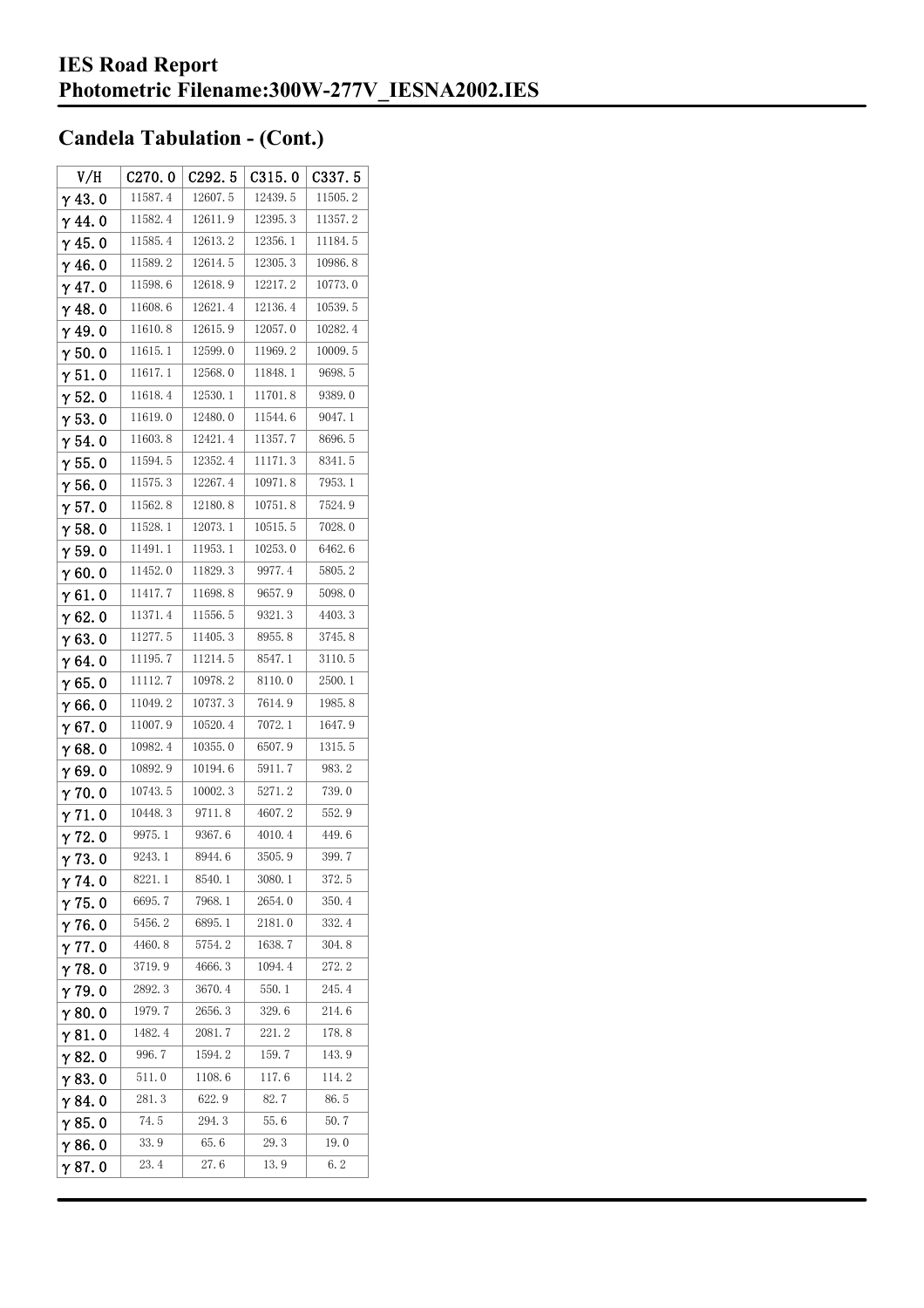## Candela Tabulation - (Cont.)

| V/H | C270.0 | C292.5 | C315.0 | C337.5 |
|---|---|---|---|---|
| γ 43.0 | 11587.4 | 12607.5 | 12439.5 | 11505.2 |
| γ 44.0 | 11582.4 | 12611.9 | 12395.3 | 11357.2 |
| γ 45.0 | 11585.4 | 12613.2 | 12356.1 | 11184.5 |
| γ 46.0 | 11589.2 | 12614.5 | 12305.3 | 10986.8 |
| γ 47.0 | 11598.6 | 12618.9 | 12217.2 | 10773.0 |
| γ 48.0 | 11608.6 | 12621.4 | 12136.4 | 10539.5 |
| γ 49.0 | 11610.8 | 12615.9 | 12057.0 | 10282.4 |
| γ 50.0 | 11615.1 | 12599.0 | 11969.2 | 10009.5 |
| γ 51.0 | 11617.1 | 12568.0 | 11848.1 | 9698.5 |
| γ 52.0 | 11618.4 | 12530.1 | 11701.8 | 9389.0 |
| γ 53.0 | 11619.0 | 12480.0 | 11544.6 | 9047.1 |
| γ 54.0 | 11603.8 | 12421.4 | 11357.7 | 8696.5 |
| γ 55.0 | 11594.5 | 12352.4 | 11171.3 | 8341.5 |
| γ 56.0 | 11575.3 | 12267.4 | 10971.8 | 7953.1 |
| γ 57.0 | 11562.8 | 12180.8 | 10751.8 | 7524.9 |
| γ 58.0 | 11528.1 | 12073.1 | 10515.5 | 7028.0 |
| γ 59.0 | 11491.1 | 11953.1 | 10253.0 | 6462.6 |
| γ 60.0 | 11452.0 | 11829.3 | 9977.4 | 5805.2 |
| γ 61.0 | 11417.7 | 11698.8 | 9657.9 | 5098.0 |
| γ 62.0 | 11371.4 | 11556.5 | 9321.3 | 4403.3 |
| γ 63.0 | 11277.5 | 11405.3 | 8955.8 | 3745.8 |
| γ 64.0 | 11195.7 | 11214.5 | 8547.1 | 3110.5 |
| γ 65.0 | 11112.7 | 10978.2 | 8110.0 | 2500.1 |
| γ 66.0 | 11049.2 | 10737.3 | 7614.9 | 1985.8 |
| γ 67.0 | 11007.9 | 10520.4 | 7072.1 | 1647.9 |
| γ 68.0 | 10982.4 | 10355.0 | 6507.9 | 1315.5 |
| γ 69.0 | 10892.9 | 10194.6 | 5911.7 | 983.2 |
| γ 70.0 | 10743.5 | 10002.3 | 5271.2 | 739.0 |
| γ 71.0 | 10448.3 | 9711.8 | 4607.2 | 552.9 |
| γ 72.0 | 9975.1 | 9367.6 | 4010.4 | 449.6 |
| γ 73.0 | 9243.1 | 8944.6 | 3505.9 | 399.7 |
| γ 74.0 | 8221.1 | 8540.1 | 3080.1 | 372.5 |
| γ 75.0 | 6695.7 | 7968.1 | 2654.0 | 350.4 |
| γ 76.0 | 5456.2 | 6895.1 | 2181.0 | 332.4 |
| γ 77.0 | 4460.8 | 5754.2 | 1638.7 | 304.8 |
| γ 78.0 | 3719.9 | 4666.3 | 1094.4 | 272.2 |
| γ 79.0 | 2892.3 | 3670.4 | 550.1 | 245.4 |
| γ 80.0 | 1979.7 | 2656.3 | 329.6 | 214.6 |
| γ 81.0 | 1482.4 | 2081.7 | 221.2 | 178.8 |
| γ 82.0 | 996.7 | 1594.2 | 159.7 | 143.9 |
| γ 83.0 | 511.0 | 1108.6 | 117.6 | 114.2 |
| γ 84.0 | 281.3 | 622.9 | 82.7 | 86.5 |
| γ 85.0 | 74.5 | 294.3 | 55.6 | 50.7 |
| γ 86.0 | 33.9 | 65.6 | 29.3 | 19.0 |
| γ 87.0 | 23.4 | 27.6 | 13.9 | 6.2 |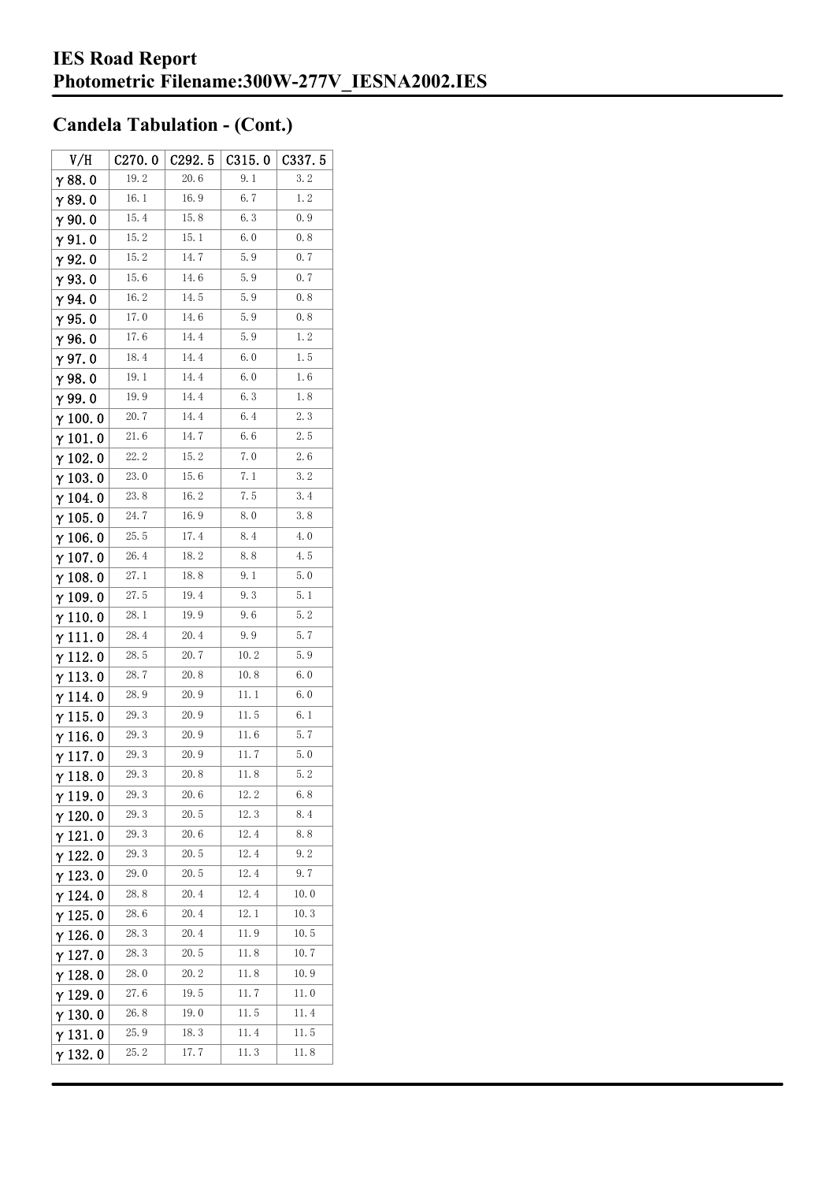## Candela Tabulation - (Cont.)

| V/H | C270.0 | C292.5 | C315.0 | C337.5 |
|---|---|---|---|---|
| γ 88.0 | 19.2 | 20.6 | 9.1 | 3.2 |
| γ 89.0 | 16.1 | 16.9 | 6.7 | 1.2 |
| γ 90.0 | 15.4 | 15.8 | 6.3 | 0.9 |
| γ 91.0 | 15.2 | 15.1 | 6.0 | 0.8 |
| γ 92.0 | 15.2 | 14.7 | 5.9 | 0.7 |
| γ 93.0 | 15.6 | 14.6 | 5.9 | 0.7 |
| γ 94.0 | 16.2 | 14.5 | 5.9 | 0.8 |
| γ 95.0 | 17.0 | 14.6 | 5.9 | 0.8 |
| γ 96.0 | 17.6 | 14.4 | 5.9 | 1.2 |
| γ 97.0 | 18.4 | 14.4 | 6.0 | 1.5 |
| γ 98.0 | 19.1 | 14.4 | 6.0 | 1.6 |
| γ 99.0 | 19.9 | 14.4 | 6.3 | 1.8 |
| γ 100.0 | 20.7 | 14.4 | 6.4 | 2.3 |
| γ 101.0 | 21.6 | 14.7 | 6.6 | 2.5 |
| γ 102.0 | 22.2 | 15.2 | 7.0 | 2.6 |
| γ 103.0 | 23.0 | 15.6 | 7.1 | 3.2 |
| γ 104.0 | 23.8 | 16.2 | 7.5 | 3.4 |
| γ 105.0 | 24.7 | 16.9 | 8.0 | 3.8 |
| γ 106.0 | 25.5 | 17.4 | 8.4 | 4.0 |
| γ 107.0 | 26.4 | 18.2 | 8.8 | 4.5 |
| γ 108.0 | 27.1 | 18.8 | 9.1 | 5.0 |
| γ 109.0 | 27.5 | 19.4 | 9.3 | 5.1 |
| γ 110.0 | 28.1 | 19.9 | 9.6 | 5.2 |
| γ 111.0 | 28.4 | 20.4 | 9.9 | 5.7 |
| γ 112.0 | 28.5 | 20.7 | 10.2 | 5.9 |
| γ 113.0 | 28.7 | 20.8 | 10.8 | 6.0 |
| γ 114.0 | 28.9 | 20.9 | 11.1 | 6.0 |
| γ 115.0 | 29.3 | 20.9 | 11.5 | 6.1 |
| γ 116.0 | 29.3 | 20.9 | 11.6 | 5.7 |
| γ 117.0 | 29.3 | 20.9 | 11.7 | 5.0 |
| γ 118.0 | 29.3 | 20.8 | 11.8 | 5.2 |
| γ 119.0 | 29.3 | 20.6 | 12.2 | 6.8 |
| γ 120.0 | 29.3 | 20.5 | 12.3 | 8.4 |
| γ 121.0 | 29.3 | 20.6 | 12.4 | 8.8 |
| γ 122.0 | 29.3 | 20.5 | 12.4 | 9.2 |
| γ 123.0 | 29.0 | 20.5 | 12.4 | 9.7 |
| γ 124.0 | 28.8 | 20.4 | 12.4 | 10.0 |
| γ 125.0 | 28.6 | 20.4 | 12.1 | 10.3 |
| γ 126.0 | 28.3 | 20.4 | 11.9 | 10.5 |
| γ 127.0 | 28.3 | 20.5 | 11.8 | 10.7 |
| γ 128.0 | 28.0 | 20.2 | 11.8 | 10.9 |
| γ 129.0 | 27.6 | 19.5 | 11.7 | 11.0 |
| γ 130.0 | 26.8 | 19.0 | 11.5 | 11.4 |
| γ 131.0 | 25.9 | 18.3 | 11.4 | 11.5 |
| γ 132.0 | 25.2 | 17.7 | 11.3 | 11.8 |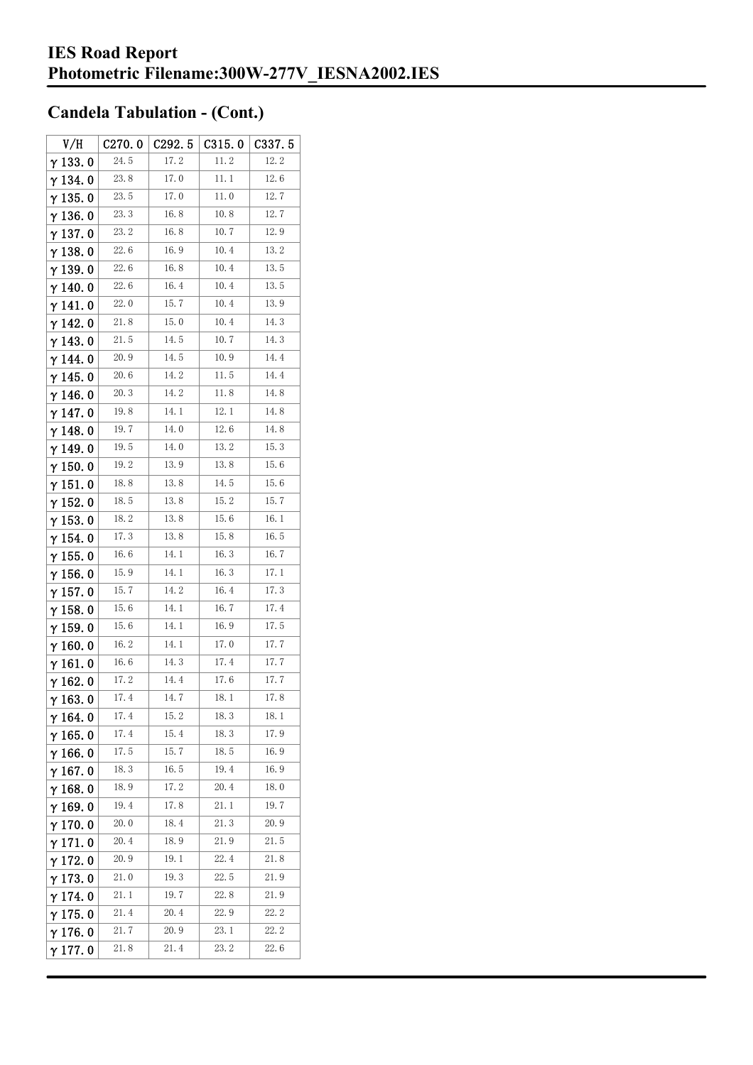## Candela Tabulation - (Cont.)

| V/H | C270.0 | C292.5 | C315.0 | C337.5 |
|---|---|---|---|---|
| γ 133.0 | 24.5 | 17.2 | 11.2 | 12.2 |
| γ 134.0 | 23.8 | 17.0 | 11.1 | 12.6 |
| γ 135.0 | 23.5 | 17.0 | 11.0 | 12.7 |
| γ 136.0 | 23.3 | 16.8 | 10.8 | 12.7 |
| γ 137.0 | 23.2 | 16.8 | 10.7 | 12.9 |
| γ 138.0 | 22.6 | 16.9 | 10.4 | 13.2 |
| γ 139.0 | 22.6 | 16.8 | 10.4 | 13.5 |
| γ 140.0 | 22.6 | 16.4 | 10.4 | 13.5 |
| γ 141.0 | 22.0 | 15.7 | 10.4 | 13.9 |
| γ 142.0 | 21.8 | 15.0 | 10.4 | 14.3 |
| γ 143.0 | 21.5 | 14.5 | 10.7 | 14.3 |
| γ 144.0 | 20.9 | 14.5 | 10.9 | 14.4 |
| γ 145.0 | 20.6 | 14.2 | 11.5 | 14.4 |
| γ 146.0 | 20.3 | 14.2 | 11.8 | 14.8 |
| γ 147.0 | 19.8 | 14.1 | 12.1 | 14.8 |
| γ 148.0 | 19.7 | 14.0 | 12.6 | 14.8 |
| γ 149.0 | 19.5 | 14.0 | 13.2 | 15.3 |
| γ 150.0 | 19.2 | 13.9 | 13.8 | 15.6 |
| γ 151.0 | 18.8 | 13.8 | 14.5 | 15.6 |
| γ 152.0 | 18.5 | 13.8 | 15.2 | 15.7 |
| γ 153.0 | 18.2 | 13.8 | 15.6 | 16.1 |
| γ 154.0 | 17.3 | 13.8 | 15.8 | 16.5 |
| γ 155.0 | 16.6 | 14.1 | 16.3 | 16.7 |
| γ 156.0 | 15.9 | 14.1 | 16.3 | 17.1 |
| γ 157.0 | 15.7 | 14.2 | 16.4 | 17.3 |
| γ 158.0 | 15.6 | 14.1 | 16.7 | 17.4 |
| γ 159.0 | 15.6 | 14.1 | 16.9 | 17.5 |
| γ 160.0 | 16.2 | 14.1 | 17.0 | 17.7 |
| γ 161.0 | 16.6 | 14.3 | 17.4 | 17.7 |
| γ 162.0 | 17.2 | 14.4 | 17.6 | 17.7 |
| γ 163.0 | 17.4 | 14.7 | 18.1 | 17.8 |
| γ 164.0 | 17.4 | 15.2 | 18.3 | 18.1 |
| γ 165.0 | 17.4 | 15.4 | 18.3 | 17.9 |
| γ 166.0 | 17.5 | 15.7 | 18.5 | 16.9 |
| γ 167.0 | 18.3 | 16.5 | 19.4 | 16.9 |
| γ 168.0 | 18.9 | 17.2 | 20.4 | 18.0 |
| γ 169.0 | 19.4 | 17.8 | 21.1 | 19.7 |
| γ 170.0 | 20.0 | 18.4 | 21.3 | 20.9 |
| γ 171.0 | 20.4 | 18.9 | 21.9 | 21.5 |
| γ 172.0 | 20.9 | 19.1 | 22.4 | 21.8 |
| γ 173.0 | 21.0 | 19.3 | 22.5 | 21.9 |
| γ 174.0 | 21.1 | 19.7 | 22.8 | 21.9 |
| γ 175.0 | 21.4 | 20.4 | 22.9 | 22.2 |
| γ 176.0 | 21.7 | 20.9 | 23.1 | 22.2 |
| γ 177.0 | 21.8 | 21.4 | 23.2 | 22.6 |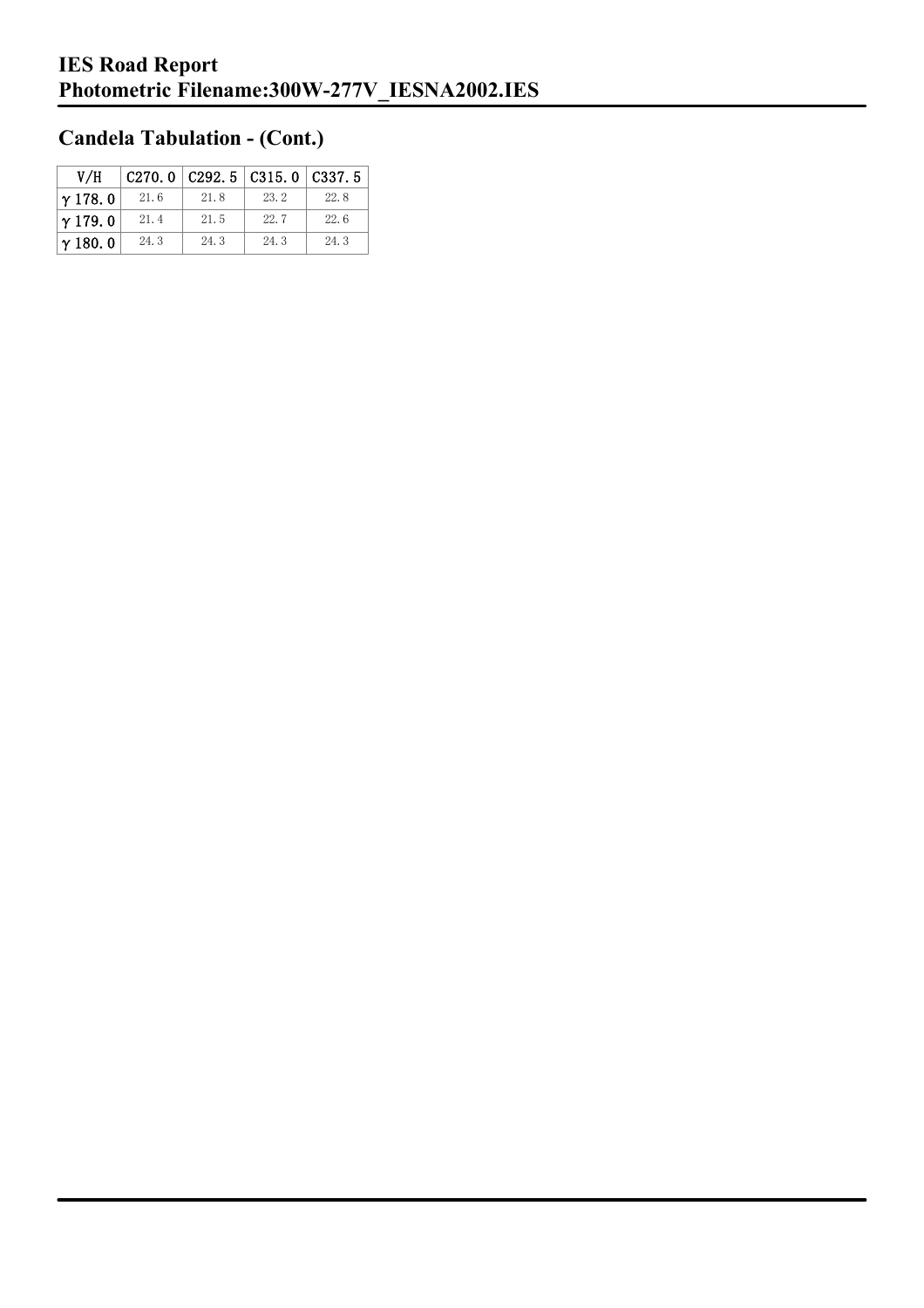## Candela Tabulation - (Cont.)

| V/H | C270.0 | C292.5 | C315.0 | C337.5 |
|---|---|---|---|---|
| γ 178.0 | 21.6 | 21.8 | 23.2 | 22.8 |
| γ 179.0 | 21.4 | 21.5 | 22.7 | 22.6 |
| γ 180.0 | 24.3 | 24.3 | 24.3 | 24.3 |